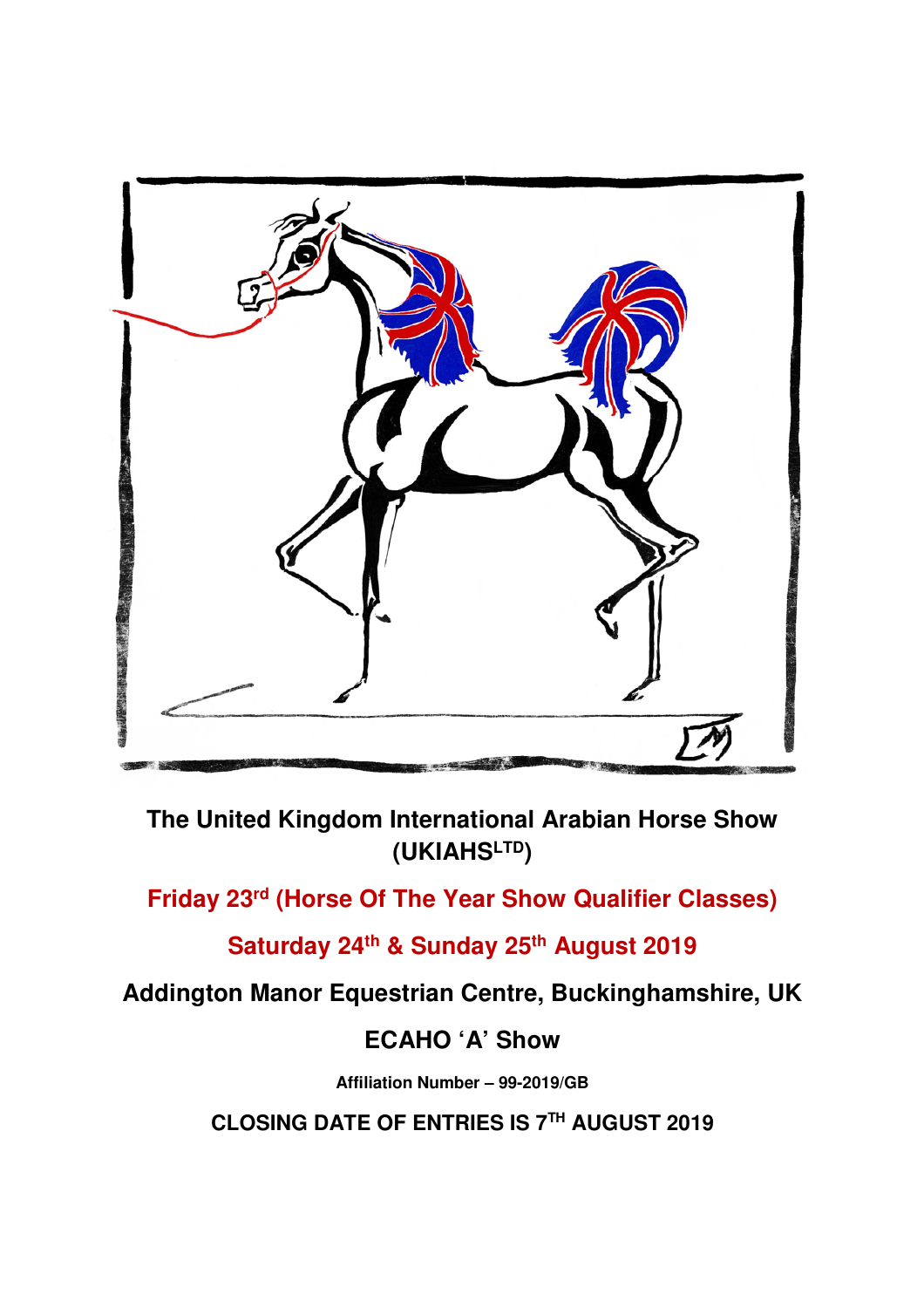# The United Kingdom International Arabian Horse Show (UKIAHS[LTD])

**Friday 23rd (Horse Of The Year Show Qualifier Classes)**

**Saturday 24th & Sunday 25th August 2019**

**Addington Manor Equestrian Centre, Buckinghamshire, UK**

**ECAHO 'A' Show**

**Affiliation Number – 99-2019/GB**

**CLOSING DATE OF ENTRIES IS 7TH AUGUST 2019**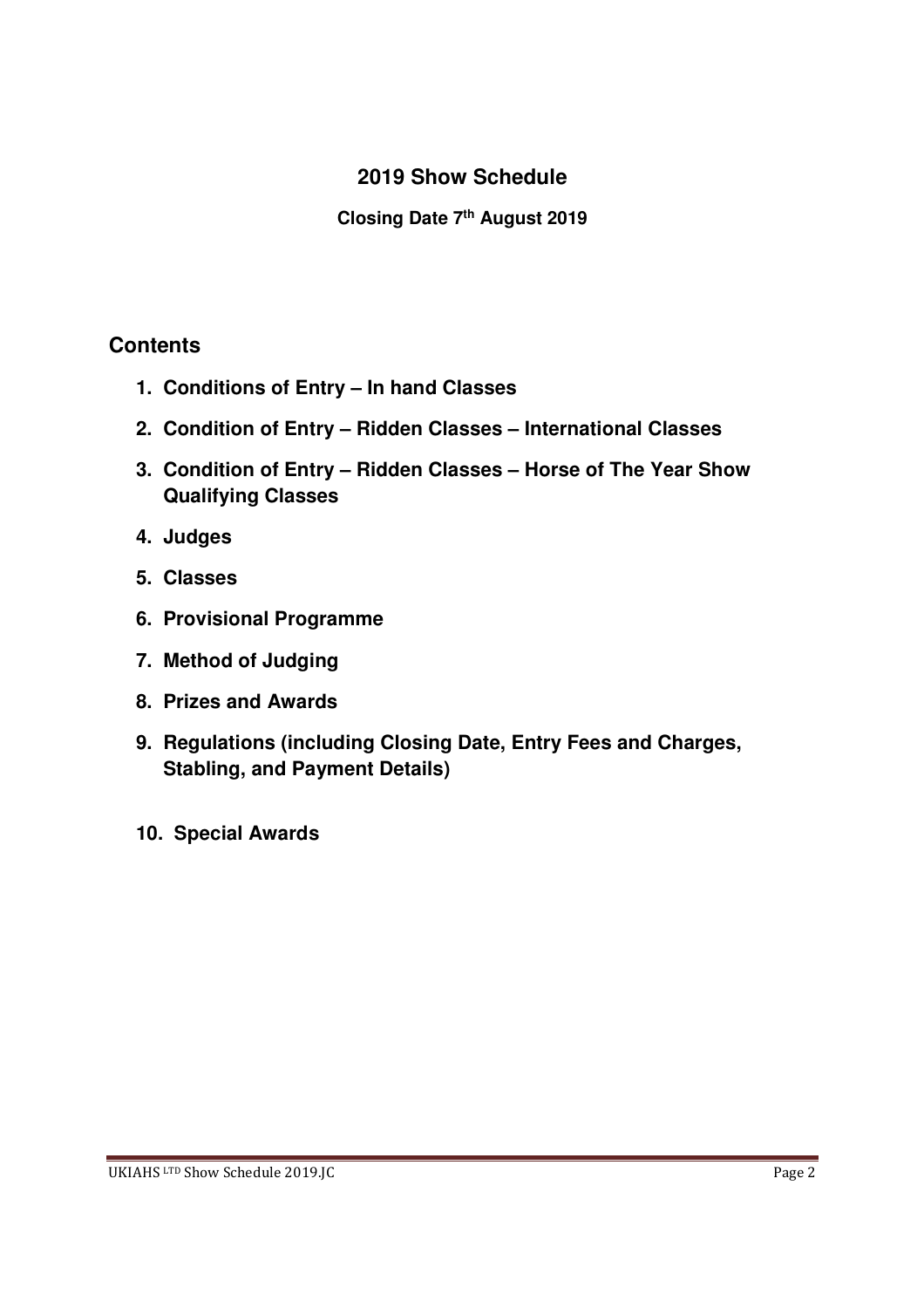# 2019 Show Schedule

**Closing Date 7th August 2019**

## Contents

1. **Conditions of Entry – In hand Classes**
2. **Condition of Entry – Ridden Classes – International Classes**
3. **Condition of Entry – Ridden Classes – Horse of The Year Show Qualifying Classes**
4. **Judges**
5. **Classes**
6. **Provisional Programme**
7. **Method of Judging**
8. **Prizes and Awards**
9. **Regulations (including Closing Date, Entry Fees and Charges, Stabling, and Payment Details)**
10. **Special Awards**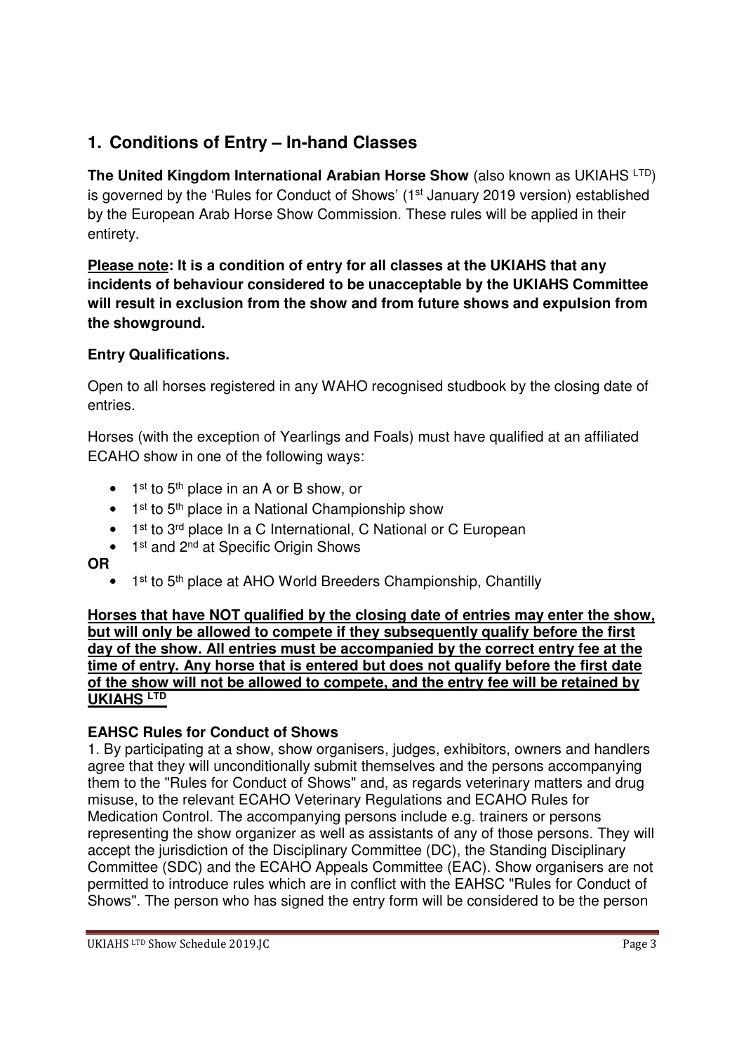## 1. Conditions of Entry – In-hand Classes

**The United Kingdom International Arabian Horse Show** (also known as UKIAHS LTD) is governed by the 'Rules for Conduct of Shows' (1st January 2019 version) established by the European Arab Horse Show Commission. These rules will be applied in their entirety.

**<u>Please note</u>: It is a condition of entry for all classes at the UKIAHS that any incidents of behaviour considered to be unacceptable by the UKIAHS Committee will result in exclusion from the show and from future shows and expulsion from the showground.**

**Entry Qualifications.**

Open to all horses registered in any WAHO recognised studbook by the closing date of entries.

Horses (with the exception of Yearlings and Foals) must have qualified at an affiliated ECAHO show in one of the following ways:

- 1st to 5th place in an A or B show, or
- 1st to 5th place in a National Championship show
- 1st to 3rd place In a C International, C National or C European
- 1st and 2nd at Specific Origin Shows

**OR**

- 1st to 5th place at AHO World Breeders Championship, Chantilly

**<u>Horses that have NOT qualified by the closing date of entries may enter the show, but will only be allowed to compete if they subsequently qualify before the first day of the show. All entries must be accompanied by the correct entry fee at the time of entry. Any horse that is entered but does not qualify before the first date of the show will not be allowed to compete, and the entry fee will be retained by UKIAHS LTD</u>**

**EAHSC Rules for Conduct of Shows**

1. By participating at a show, show organisers, judges, exhibitors, owners and handlers agree that they will unconditionally submit themselves and the persons accompanying them to the "Rules for Conduct of Shows" and, as regards veterinary matters and drug misuse, to the relevant ECAHO Veterinary Regulations and ECAHO Rules for Medication Control. The accompanying persons include e.g. trainers or persons representing the show organizer as well as assistants of any of those persons. They will accept the jurisdiction of the Disciplinary Committee (DC), the Standing Disciplinary Committee (SDC) and the ECAHO Appeals Committee (EAC). Show organisers are not permitted to introduce rules which are in conflict with the EAHSC "Rules for Conduct of Shows". The person who has signed the entry form will be considered to be the person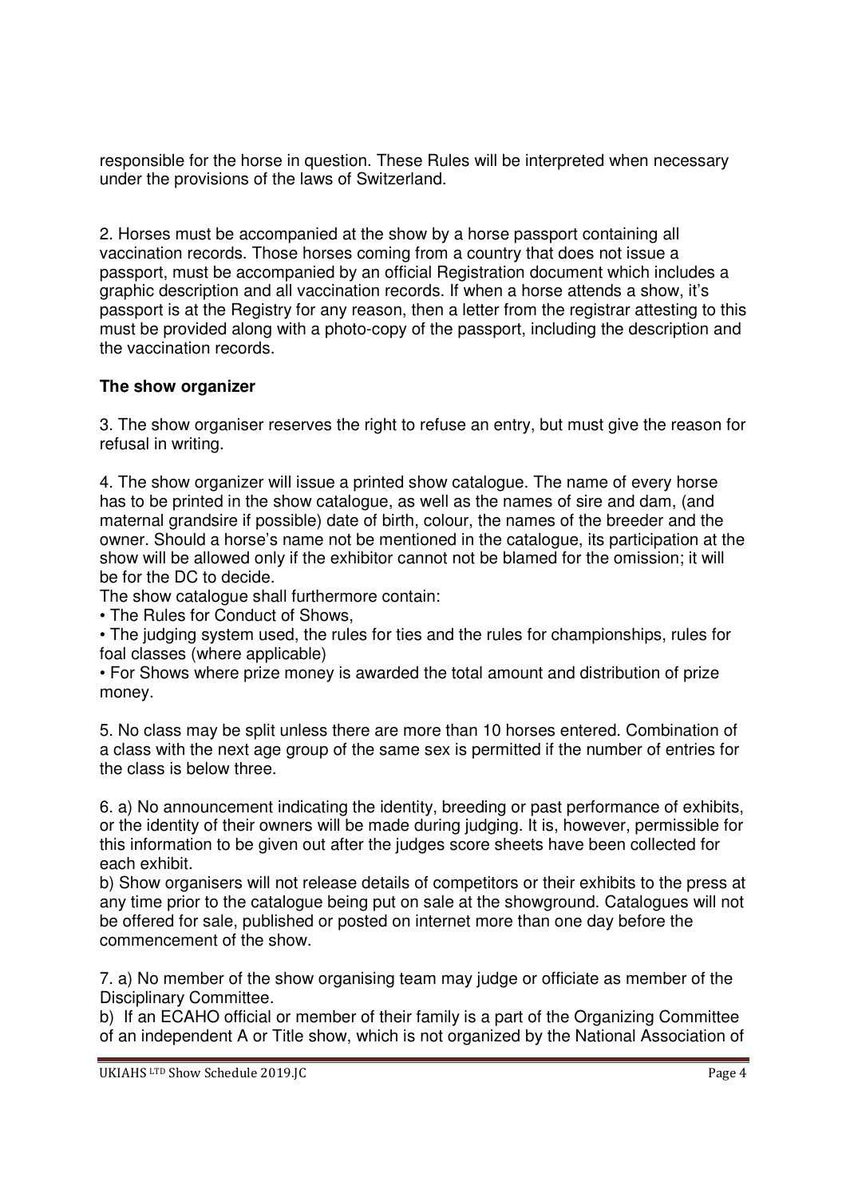responsible for the horse in question. These Rules will be interpreted when necessary under the provisions of the laws of Switzerland.

2. Horses must be accompanied at the show by a horse passport containing all vaccination records. Those horses coming from a country that does not issue a passport, must be accompanied by an official Registration document which includes a graphic description and all vaccination records. If when a horse attends a show, it's passport is at the Registry for any reason, then a letter from the registrar attesting to this must be provided along with a photo-copy of the passport, including the description and the vaccination records.

**The show organizer**

3. The show organiser reserves the right to refuse an entry, but must give the reason for refusal in writing.

4. The show organizer will issue a printed show catalogue. The name of every horse has to be printed in the show catalogue, as well as the names of sire and dam, (and maternal grandsire if possible) date of birth, colour, the names of the breeder and the owner. Should a horse's name not be mentioned in the catalogue, its participation at the show will be allowed only if the exhibitor cannot not be blamed for the omission; it will be for the DC to decide.

The show catalogue shall furthermore contain:

• The Rules for Conduct of Shows,

• The judging system used, the rules for ties and the rules for championships, rules for foal classes (where applicable)

• For Shows where prize money is awarded the total amount and distribution of prize money.

5. No class may be split unless there are more than 10 horses entered. Combination of a class with the next age group of the same sex is permitted if the number of entries for the class is below three.

6. a) No announcement indicating the identity, breeding or past performance of exhibits, or the identity of their owners will be made during judging. It is, however, permissible for this information to be given out after the judges score sheets have been collected for each exhibit.

b) Show organisers will not release details of competitors or their exhibits to the press at any time prior to the catalogue being put on sale at the showground. Catalogues will not be offered for sale, published or posted on internet more than one day before the commencement of the show.

7. a) No member of the show organising team may judge or officiate as member of the Disciplinary Committee.

b) If an ECAHO official or member of their family is a part of the Organizing Committee of an independent A or Title show, which is not organized by the National Association of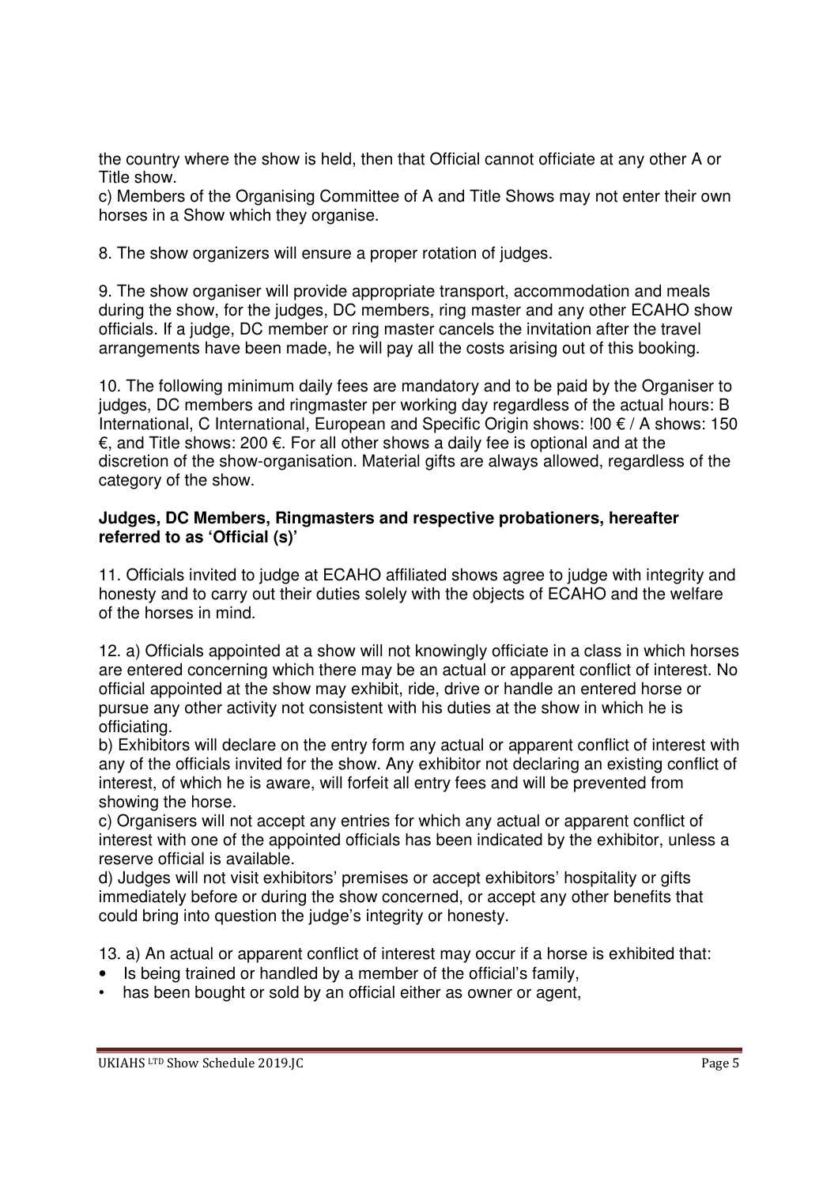the country where the show is held, then that Official cannot officiate at any other A or Title show.

c) Members of the Organising Committee of A and Title Shows may not enter their own horses in a Show which they organise.

8. The show organizers will ensure a proper rotation of judges.

9. The show organiser will provide appropriate transport, accommodation and meals during the show, for the judges, DC members, ring master and any other ECAHO show officials. If a judge, DC member or ring master cancels the invitation after the travel arrangements have been made, he will pay all the costs arising out of this booking.

10. The following minimum daily fees are mandatory and to be paid by the Organiser to judges, DC members and ringmaster per working day regardless of the actual hours: B International, C International, European and Specific Origin shows: !00 € / A shows: 150 €, and Title shows: 200 €. For all other shows a daily fee is optional and at the discretion of the show-organisation. Material gifts are always allowed, regardless of the category of the show.

**Judges, DC Members, Ringmasters and respective probationers, hereafter referred to as 'Official (s)'**

11. Officials invited to judge at ECAHO affiliated shows agree to judge with integrity and honesty and to carry out their duties solely with the objects of ECAHO and the welfare of the horses in mind.

12. a) Officials appointed at a show will not knowingly officiate in a class in which horses are entered concerning which there may be an actual or apparent conflict of interest. No official appointed at the show may exhibit, ride, drive or handle an entered horse or pursue any other activity not consistent with his duties at the show in which he is officiating.

b) Exhibitors will declare on the entry form any actual or apparent conflict of interest with any of the officials invited for the show. Any exhibitor not declaring an existing conflict of interest, of which he is aware, will forfeit all entry fees and will be prevented from showing the horse.

c) Organisers will not accept any entries for which any actual or apparent conflict of interest with one of the appointed officials has been indicated by the exhibitor, unless a reserve official is available.

d) Judges will not visit exhibitors' premises or accept exhibitors' hospitality or gifts immediately before or during the show concerned, or accept any other benefits that could bring into question the judge's integrity or honesty.

13. a) An actual or apparent conflict of interest may occur if a horse is exhibited that:

- Is being trained or handled by a member of the official's family,
- has been bought or sold by an official either as owner or agent,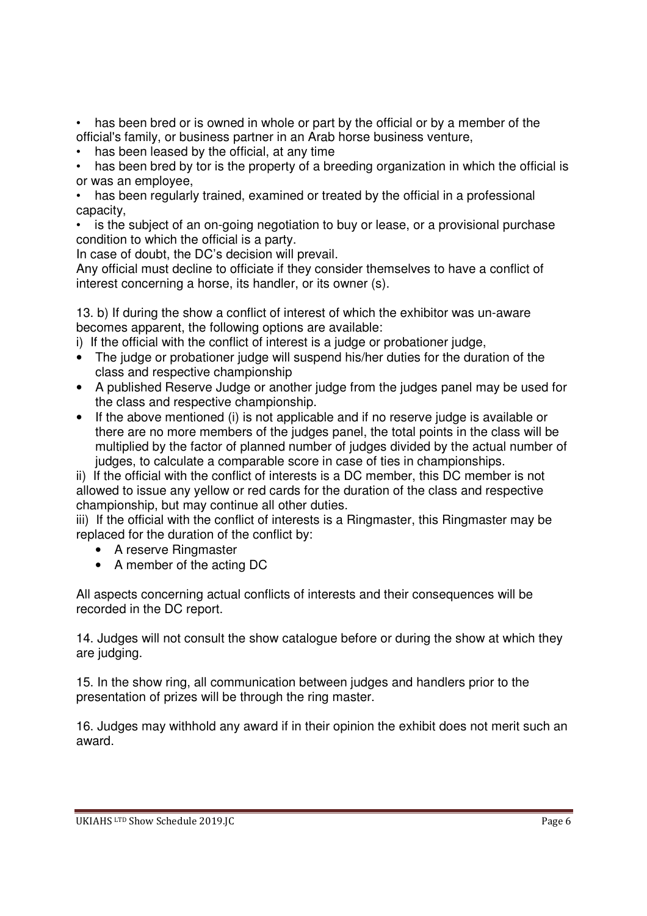- has been bred or is owned in whole or part by the official or by a member of the official's family, or business partner in an Arab horse business venture,
- has been leased by the official, at any time
- has been bred by tor is the property of a breeding organization in which the official is or was an employee,
- has been regularly trained, examined or treated by the official in a professional capacity,
- is the subject of an on-going negotiation to buy or lease, or a provisional purchase condition to which the official is a party.

In case of doubt, the DC's decision will prevail.

Any official must decline to officiate if they consider themselves to have a conflict of interest concerning a horse, its handler, or its owner (s).

13. b) If during the show a conflict of interest of which the exhibitor was un-aware becomes apparent, the following options are available:

i) If the official with the conflict of interest is a judge or probationer judge,

- The judge or probationer judge will suspend his/her duties for the duration of the class and respective championship
- A published Reserve Judge or another judge from the judges panel may be used for the class and respective championship.
- If the above mentioned (i) is not applicable and if no reserve judge is available or there are no more members of the judges panel, the total points in the class will be multiplied by the factor of planned number of judges divided by the actual number of judges, to calculate a comparable score in case of ties in championships.

ii) If the official with the conflict of interests is a DC member, this DC member is not allowed to issue any yellow or red cards for the duration of the class and respective championship, but may continue all other duties.

iii) If the official with the conflict of interests is a Ringmaster, this Ringmaster may be replaced for the duration of the conflict by:

- A reserve Ringmaster
- A member of the acting DC

All aspects concerning actual conflicts of interests and their consequences will be recorded in the DC report.

14. Judges will not consult the show catalogue before or during the show at which they are judging.

15. In the show ring, all communication between judges and handlers prior to the presentation of prizes will be through the ring master.

16. Judges may withhold any award if in their opinion the exhibit does not merit such an award.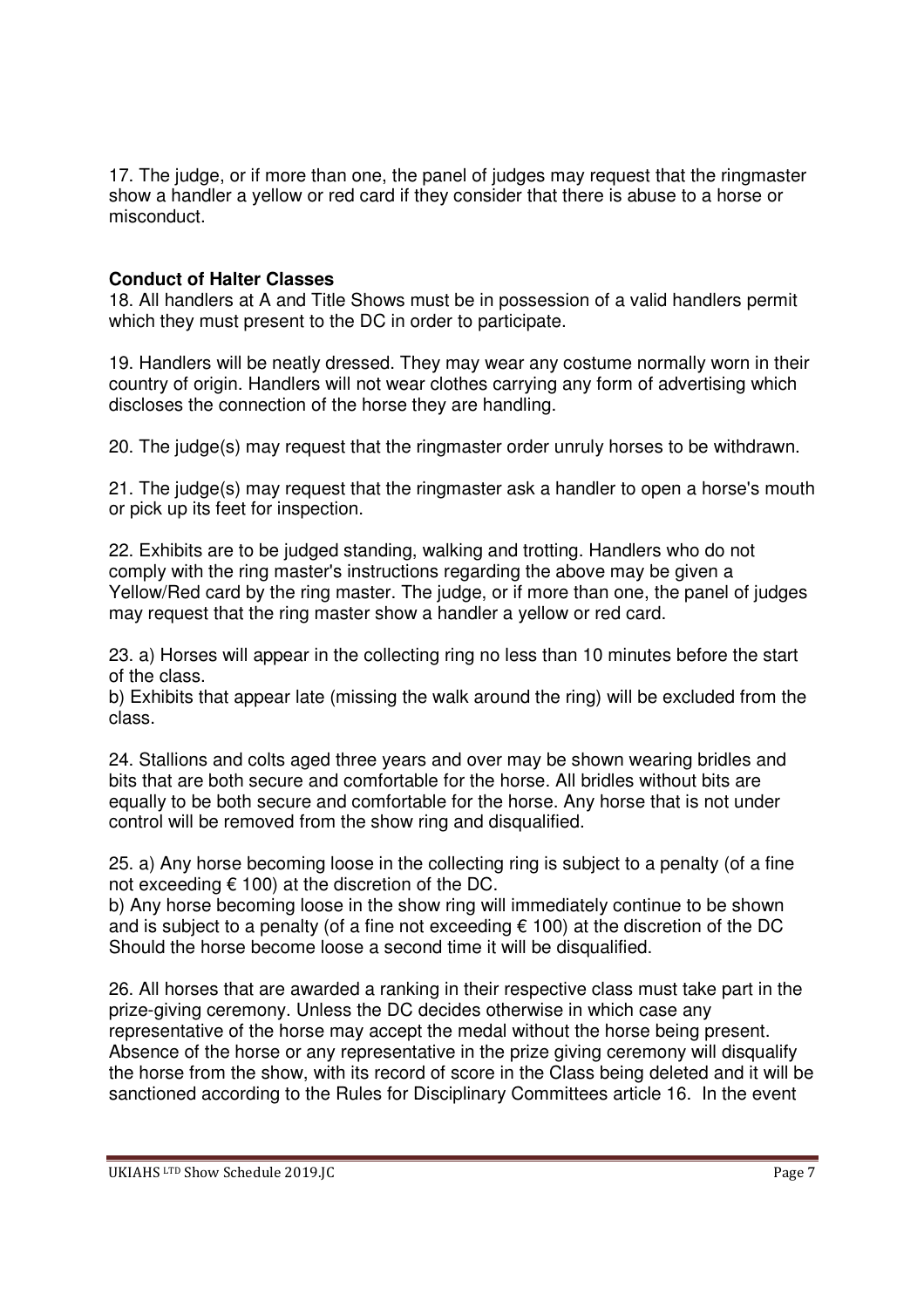17. The judge, or if more than one, the panel of judges may request that the ringmaster show a handler a yellow or red card if they consider that there is abuse to a horse or misconduct.

**Conduct of Halter Classes**

18. All handlers at A and Title Shows must be in possession of a valid handlers permit which they must present to the DC in order to participate.

19. Handlers will be neatly dressed. They may wear any costume normally worn in their country of origin. Handlers will not wear clothes carrying any form of advertising which discloses the connection of the horse they are handling.

20. The judge(s) may request that the ringmaster order unruly horses to be withdrawn.

21. The judge(s) may request that the ringmaster ask a handler to open a horse's mouth or pick up its feet for inspection.

22. Exhibits are to be judged standing, walking and trotting. Handlers who do not comply with the ring master's instructions regarding the above may be given a Yellow/Red card by the ring master. The judge, or if more than one, the panel of judges may request that the ring master show a handler a yellow or red card.

23. a) Horses will appear in the collecting ring no less than 10 minutes before the start of the class.
b) Exhibits that appear late (missing the walk around the ring) will be excluded from the class.

24. Stallions and colts aged three years and over may be shown wearing bridles and bits that are both secure and comfortable for the horse. All bridles without bits are equally to be both secure and comfortable for the horse. Any horse that is not under control will be removed from the show ring and disqualified.

25. a) Any horse becoming loose in the collecting ring is subject to a penalty (of a fine not exceeding € 100) at the discretion of the DC.
b) Any horse becoming loose in the show ring will immediately continue to be shown and is subject to a penalty (of a fine not exceeding € 100) at the discretion of the DC Should the horse become loose a second time it will be disqualified.

26. All horses that are awarded a ranking in their respective class must take part in the prize-giving ceremony. Unless the DC decides otherwise in which case any representative of the horse may accept the medal without the horse being present. Absence of the horse or any representative in the prize giving ceremony will disqualify the horse from the show, with its record of score in the Class being deleted and it will be sanctioned according to the Rules for Disciplinary Committees article 16. In the event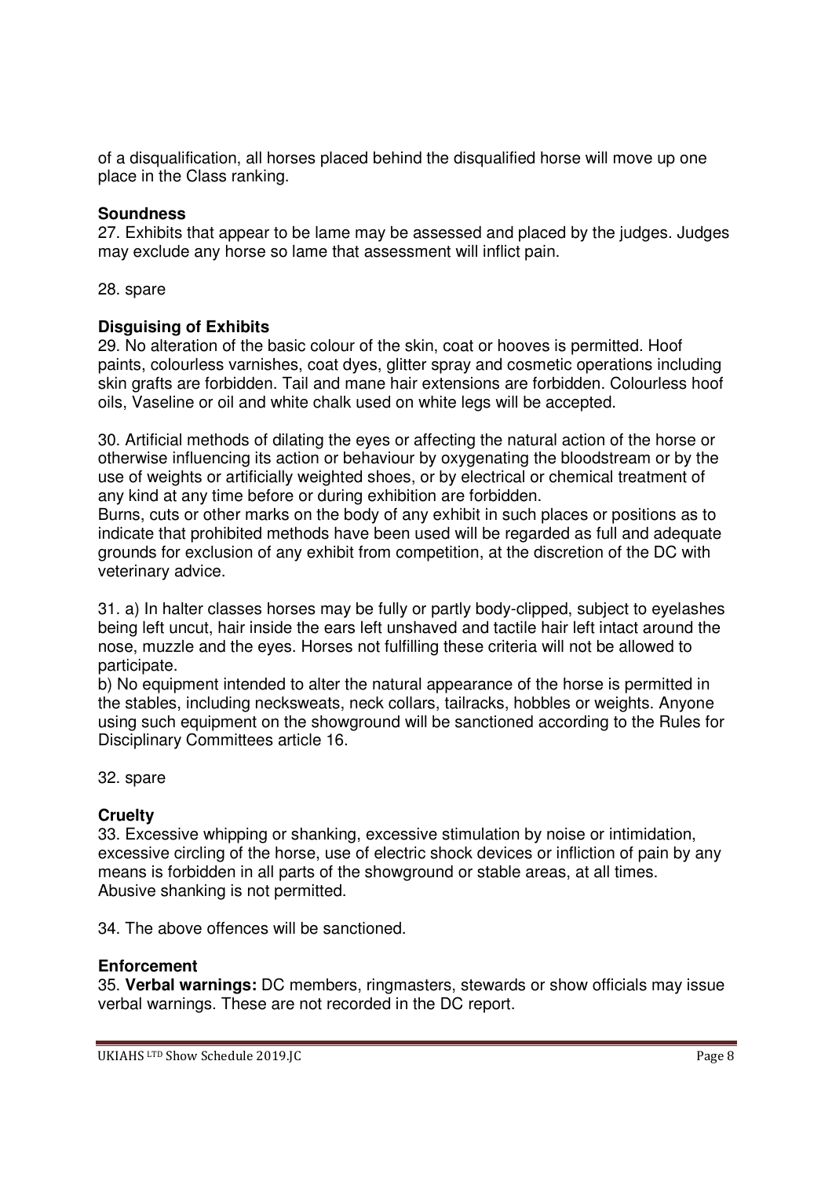of a disqualification, all horses placed behind the disqualified horse will move up one place in the Class ranking.

**Soundness**

27. Exhibits that appear to be lame may be assessed and placed by the judges. Judges may exclude any horse so lame that assessment will inflict pain.

28. spare

**Disguising of Exhibits**

29. No alteration of the basic colour of the skin, coat or hooves is permitted. Hoof paints, colourless varnishes, coat dyes, glitter spray and cosmetic operations including skin grafts are forbidden. Tail and mane hair extensions are forbidden. Colourless hoof oils, Vaseline or oil and white chalk used on white legs will be accepted.

30. Artificial methods of dilating the eyes or affecting the natural action of the horse or otherwise influencing its action or behaviour by oxygenating the bloodstream or by the use of weights or artificially weighted shoes, or by electrical or chemical treatment of any kind at any time before or during exhibition are forbidden.
Burns, cuts or other marks on the body of any exhibit in such places or positions as to indicate that prohibited methods have been used will be regarded as full and adequate grounds for exclusion of any exhibit from competition, at the discretion of the DC with veterinary advice.

31. a) In halter classes horses may be fully or partly body-clipped, subject to eyelashes being left uncut, hair inside the ears left unshaved and tactile hair left intact around the nose, muzzle and the eyes. Horses not fulfilling these criteria will not be allowed to participate.
b) No equipment intended to alter the natural appearance of the horse is permitted in the stables, including necksweats, neck collars, tailracks, hobbles or weights. Anyone using such equipment on the showground will be sanctioned according to the Rules for Disciplinary Committees article 16.

32. spare

**Cruelty**

33. Excessive whipping or shanking, excessive stimulation by noise or intimidation, excessive circling of the horse, use of electric shock devices or infliction of pain by any means is forbidden in all parts of the showground or stable areas, at all times. Abusive shanking is not permitted.

34. The above offences will be sanctioned.

**Enforcement**

35. **Verbal warnings:** DC members, ringmasters, stewards or show officials may issue verbal warnings. These are not recorded in the DC report.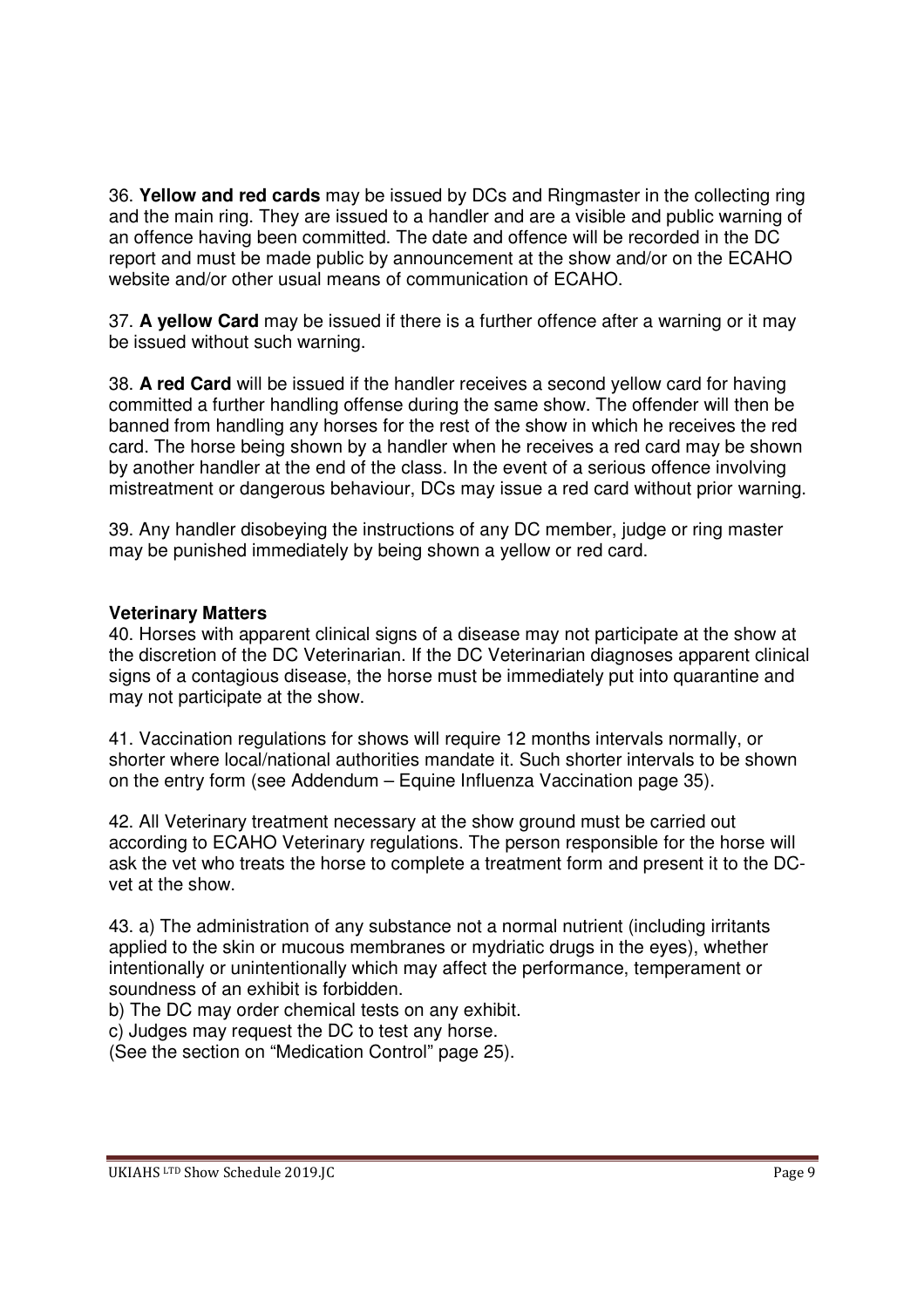36. **Yellow and red cards** may be issued by DCs and Ringmaster in the collecting ring and the main ring. They are issued to a handler and are a visible and public warning of an offence having been committed. The date and offence will be recorded in the DC report and must be made public by announcement at the show and/or on the ECAHO website and/or other usual means of communication of ECAHO.

37. **A yellow Card** may be issued if there is a further offence after a warning or it may be issued without such warning.

38. **A red Card** will be issued if the handler receives a second yellow card for having committed a further handling offense during the same show. The offender will then be banned from handling any horses for the rest of the show in which he receives the red card. The horse being shown by a handler when he receives a red card may be shown by another handler at the end of the class. In the event of a serious offence involving mistreatment or dangerous behaviour, DCs may issue a red card without prior warning.

39. Any handler disobeying the instructions of any DC member, judge or ring master may be punished immediately by being shown a yellow or red card.

**Veterinary Matters**

40. Horses with apparent clinical signs of a disease may not participate at the show at the discretion of the DC Veterinarian. If the DC Veterinarian diagnoses apparent clinical signs of a contagious disease, the horse must be immediately put into quarantine and may not participate at the show.

41. Vaccination regulations for shows will require 12 months intervals normally, or shorter where local/national authorities mandate it. Such shorter intervals to be shown on the entry form (see Addendum – Equine Influenza Vaccination page 35).

42. All Veterinary treatment necessary at the show ground must be carried out according to ECAHO Veterinary regulations. The person responsible for the horse will ask the vet who treats the horse to complete a treatment form and present it to the DC-vet at the show.

43. a) The administration of any substance not a normal nutrient (including irritants applied to the skin or mucous membranes or mydriatic drugs in the eyes), whether intentionally or unintentionally which may affect the performance, temperament or soundness of an exhibit is forbidden.
b) The DC may order chemical tests on any exhibit.
c) Judges may request the DC to test any horse.
(See the section on "Medication Control" page 25).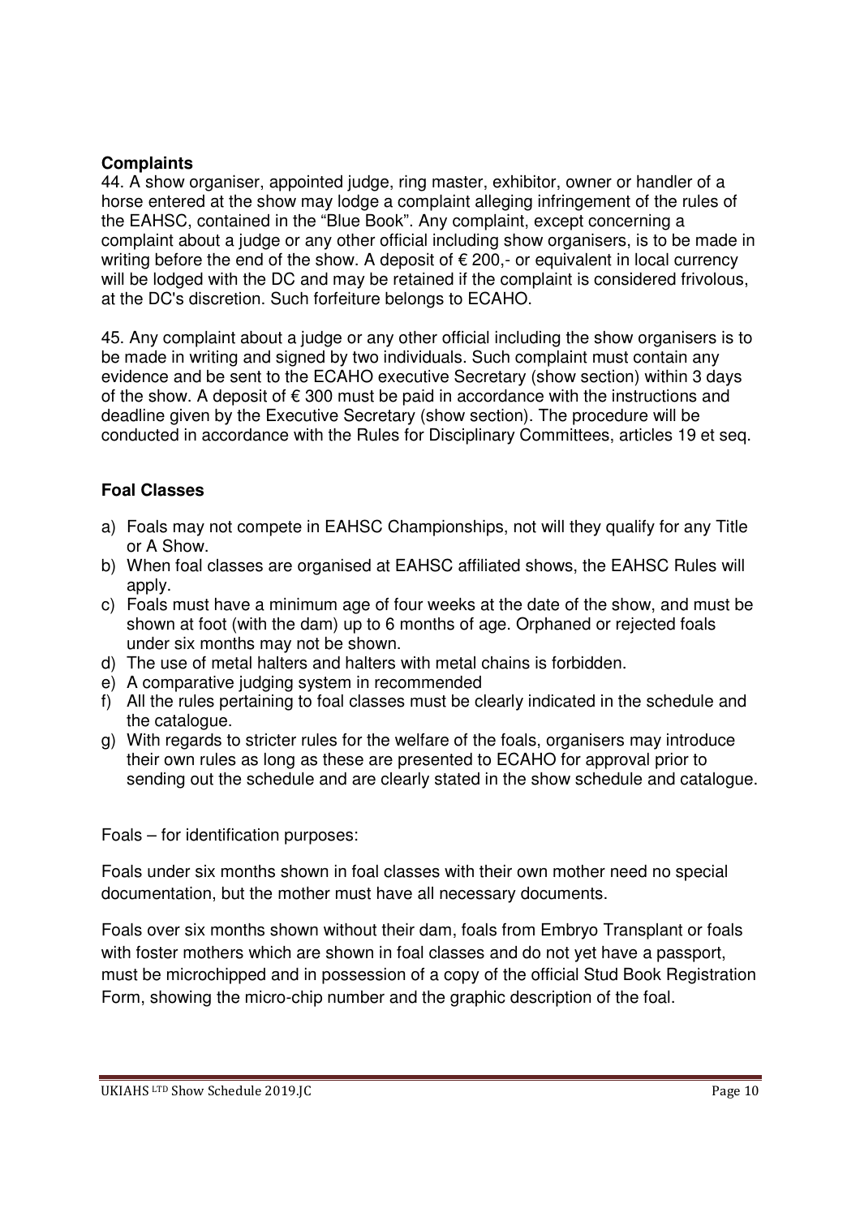**Complaints**

44. A show organiser, appointed judge, ring master, exhibitor, owner or handler of a horse entered at the show may lodge a complaint alleging infringement of the rules of the EAHSC, contained in the "Blue Book". Any complaint, except concerning a complaint about a judge or any other official including show organisers, is to be made in writing before the end of the show. A deposit of € 200,- or equivalent in local currency will be lodged with the DC and may be retained if the complaint is considered frivolous, at the DC's discretion. Such forfeiture belongs to ECAHO.

45. Any complaint about a judge or any other official including the show organisers is to be made in writing and signed by two individuals. Such complaint must contain any evidence and be sent to the ECAHO executive Secretary (show section) within 3 days of the show. A deposit of € 300 must be paid in accordance with the instructions and deadline given by the Executive Secretary (show section). The procedure will be conducted in accordance with the Rules for Disciplinary Committees, articles 19 et seq.

**Foal Classes**

a) Foals may not compete in EAHSC Championships, not will they qualify for any Title or A Show.
b) When foal classes are organised at EAHSC affiliated shows, the EAHSC Rules will apply.
c) Foals must have a minimum age of four weeks at the date of the show, and must be shown at foot (with the dam) up to 6 months of age. Orphaned or rejected foals under six months may not be shown.
d) The use of metal halters and halters with metal chains is forbidden.
e) A comparative judging system in recommended
f) All the rules pertaining to foal classes must be clearly indicated in the schedule and the catalogue.
g) With regards to stricter rules for the welfare of the foals, organisers may introduce their own rules as long as these are presented to ECAHO for approval prior to sending out the schedule and are clearly stated in the show schedule and catalogue.

Foals – for identification purposes:

Foals under six months shown in foal classes with their own mother need no special documentation, but the mother must have all necessary documents.

Foals over six months shown without their dam, foals from Embryo Transplant or foals with foster mothers which are shown in foal classes and do not yet have a passport, must be microchipped and in possession of a copy of the official Stud Book Registration Form, showing the micro-chip number and the graphic description of the foal.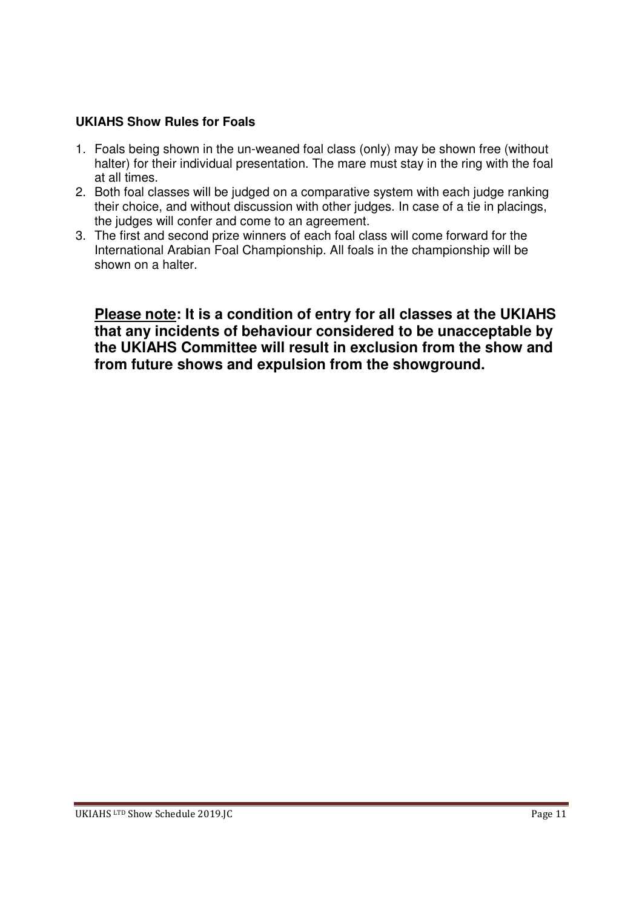**UKIAHS Show Rules for Foals**

1. Foals being shown in the un-weaned foal class (only) may be shown free (without halter) for their individual presentation. The mare must stay in the ring with the foal at all times.
2. Both foal classes will be judged on a comparative system with each judge ranking their choice, and without discussion with other judges. In case of a tie in placings, the judges will confer and come to an agreement.
3. The first and second prize winners of each foal class will come forward for the International Arabian Foal Championship. All foals in the championship will be shown on a halter.

**<u>Please note</u>: It is a condition of entry for all classes at the UKIAHS that any incidents of behaviour considered to be unacceptable by the UKIAHS Committee will result in exclusion from the show and from future shows and expulsion from the showground.**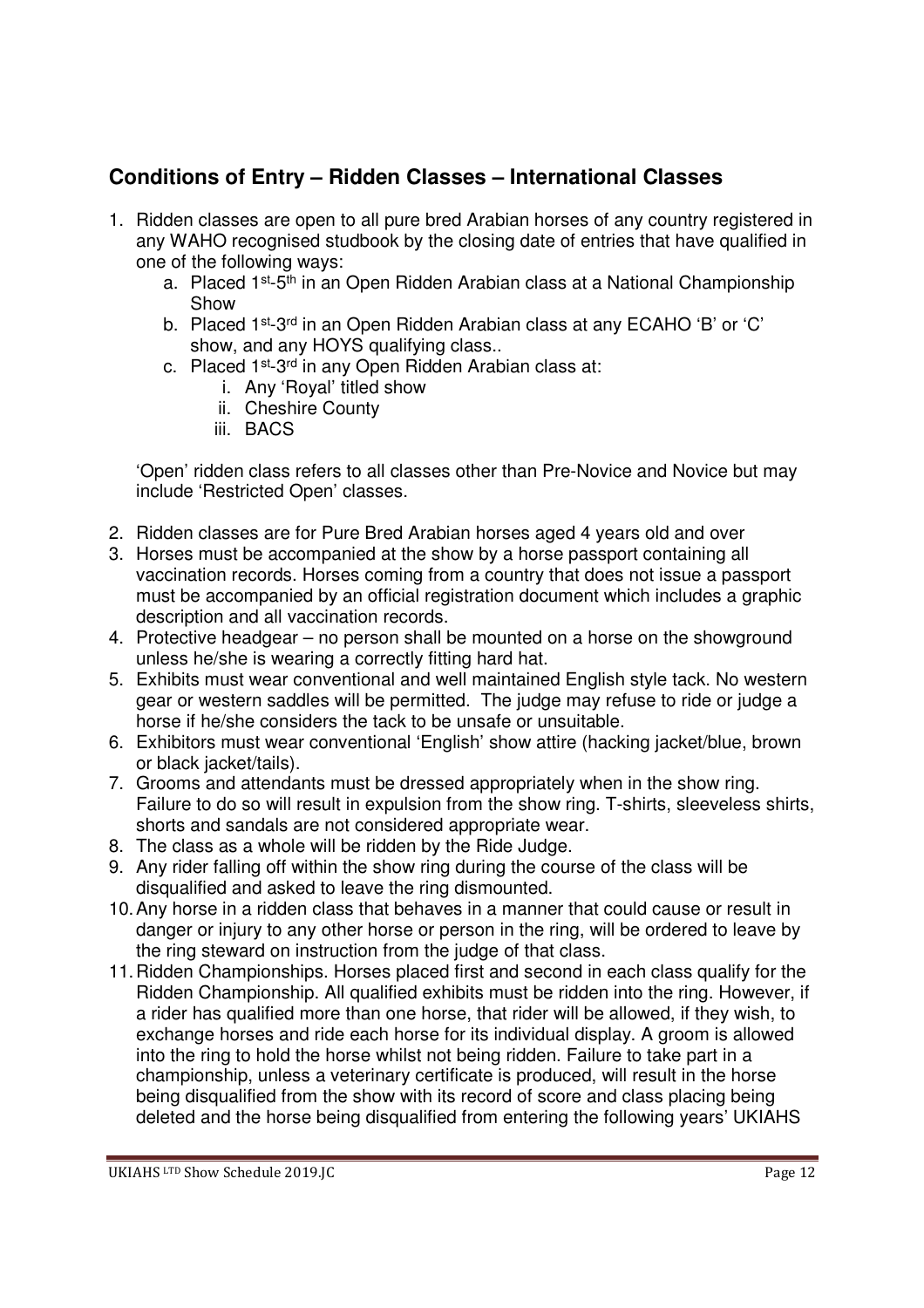## Conditions of Entry – Ridden Classes – International Classes

1. Ridden classes are open to all pure bred Arabian horses of any country registered in any WAHO recognised studbook by the closing date of entries that have qualified in one of the following ways:
    a. Placed 1st-5th in an Open Ridden Arabian class at a National Championship Show
    b. Placed 1st-3rd in an Open Ridden Arabian class at any ECAHO 'B' or 'C' show, and any HOYS qualifying class..
    c. Placed 1st-3rd in any Open Ridden Arabian class at:
        i. Any 'Royal' titled show
        ii. Cheshire County
        iii. BACS

    'Open' ridden class refers to all classes other than Pre-Novice and Novice but may include 'Restricted Open' classes.

2. Ridden classes are for Pure Bred Arabian horses aged 4 years old and over
3. Horses must be accompanied at the show by a horse passport containing all vaccination records. Horses coming from a country that does not issue a passport must be accompanied by an official registration document which includes a graphic description and all vaccination records.
4. Protective headgear – no person shall be mounted on a horse on the showground unless he/she is wearing a correctly fitting hard hat.
5. Exhibits must wear conventional and well maintained English style tack. No western gear or western saddles will be permitted. The judge may refuse to ride or judge a horse if he/she considers the tack to be unsafe or unsuitable.
6. Exhibitors must wear conventional 'English' show attire (hacking jacket/blue, brown or black jacket/tails).
7. Grooms and attendants must be dressed appropriately when in the show ring. Failure to do so will result in expulsion from the show ring. T-shirts, sleeveless shirts, shorts and sandals are not considered appropriate wear.
8. The class as a whole will be ridden by the Ride Judge.
9. Any rider falling off within the show ring during the course of the class will be disqualified and asked to leave the ring dismounted.
10. Any horse in a ridden class that behaves in a manner that could cause or result in danger or injury to any other horse or person in the ring, will be ordered to leave by the ring steward on instruction from the judge of that class.
11. Ridden Championships. Horses placed first and second in each class qualify for the Ridden Championship. All qualified exhibits must be ridden into the ring. However, if a rider has qualified more than one horse, that rider will be allowed, if they wish, to exchange horses and ride each horse for its individual display. A groom is allowed into the ring to hold the horse whilst not being ridden. Failure to take part in a championship, unless a veterinary certificate is produced, will result in the horse being disqualified from the show with its record of score and class placing being deleted and the horse being disqualified from entering the following years' UKIAHS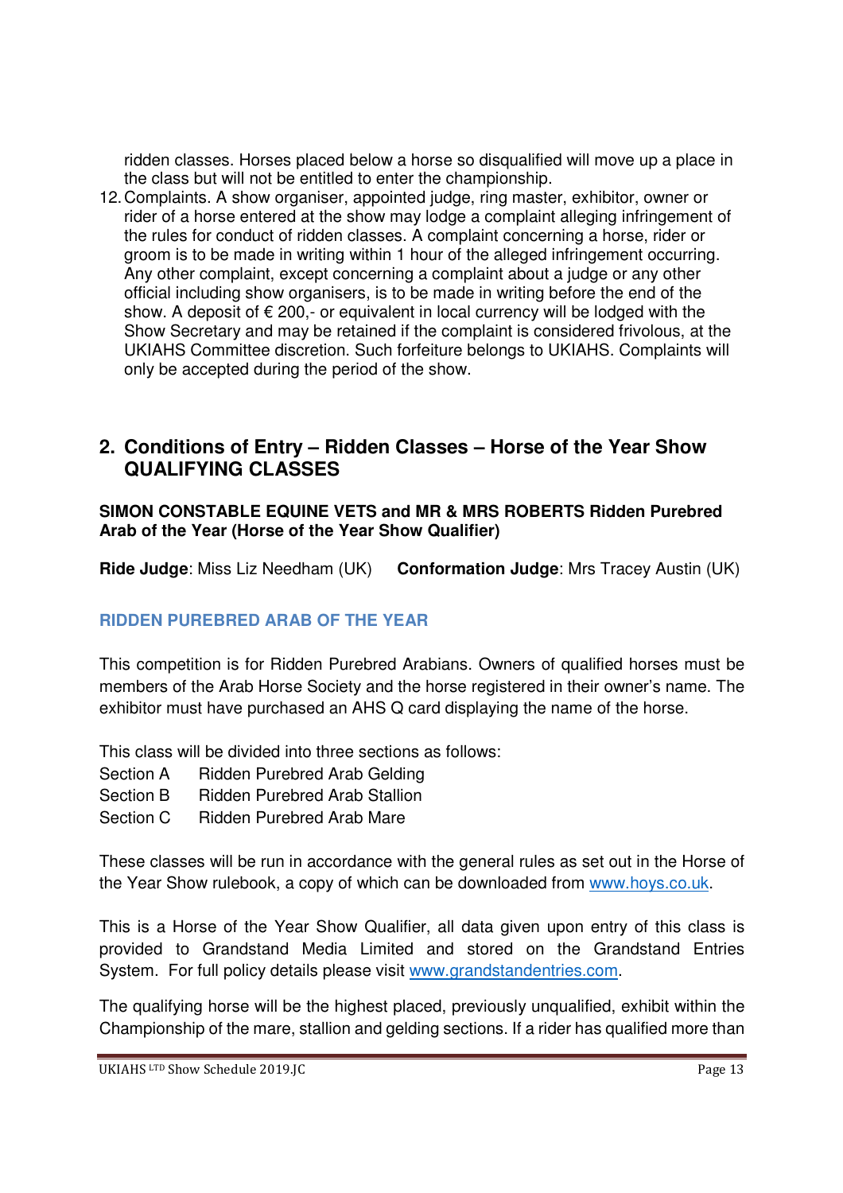ridden classes. Horses placed below a horse so disqualified will move up a place in the class but will not be entitled to enter the championship.

12. Complaints. A show organiser, appointed judge, ring master, exhibitor, owner or rider of a horse entered at the show may lodge a complaint alleging infringement of the rules for conduct of ridden classes. A complaint concerning a horse, rider or groom is to be made in writing within 1 hour of the alleged infringement occurring. Any other complaint, except concerning a complaint about a judge or any other official including show organisers, is to be made in writing before the end of the show. A deposit of € 200,- or equivalent in local currency will be lodged with the Show Secretary and may be retained if the complaint is considered frivolous, at the UKIAHS Committee discretion. Such forfeiture belongs to UKIAHS. Complaints will only be accepted during the period of the show.

## 2. Conditions of Entry – Ridden Classes – Horse of the Year Show QUALIFYING CLASSES

**SIMON CONSTABLE EQUINE VETS and MR & MRS ROBERTS Ridden Purebred Arab of the Year (Horse of the Year Show Qualifier)**

**Ride Judge**: Miss Liz Needham (UK) **Conformation Judge**: Mrs Tracey Austin (UK)

### RIDDEN PUREBRED ARAB OF THE YEAR

This competition is for Ridden Purebred Arabians. Owners of qualified horses must be members of the Arab Horse Society and the horse registered in their owner's name. The exhibitor must have purchased an AHS Q card displaying the name of the horse.

This class will be divided into three sections as follows:

Section A Ridden Purebred Arab Gelding
Section B Ridden Purebred Arab Stallion
Section C Ridden Purebred Arab Mare

These classes will be run in accordance with the general rules as set out in the Horse of the Year Show rulebook, a copy of which can be downloaded from www.hoys.co.uk.

This is a Horse of the Year Show Qualifier, all data given upon entry of this class is provided to Grandstand Media Limited and stored on the Grandstand Entries System. For full policy details please visit www.grandstandentries.com.

The qualifying horse will be the highest placed, previously unqualified, exhibit within the Championship of the mare, stallion and gelding sections. If a rider has qualified more than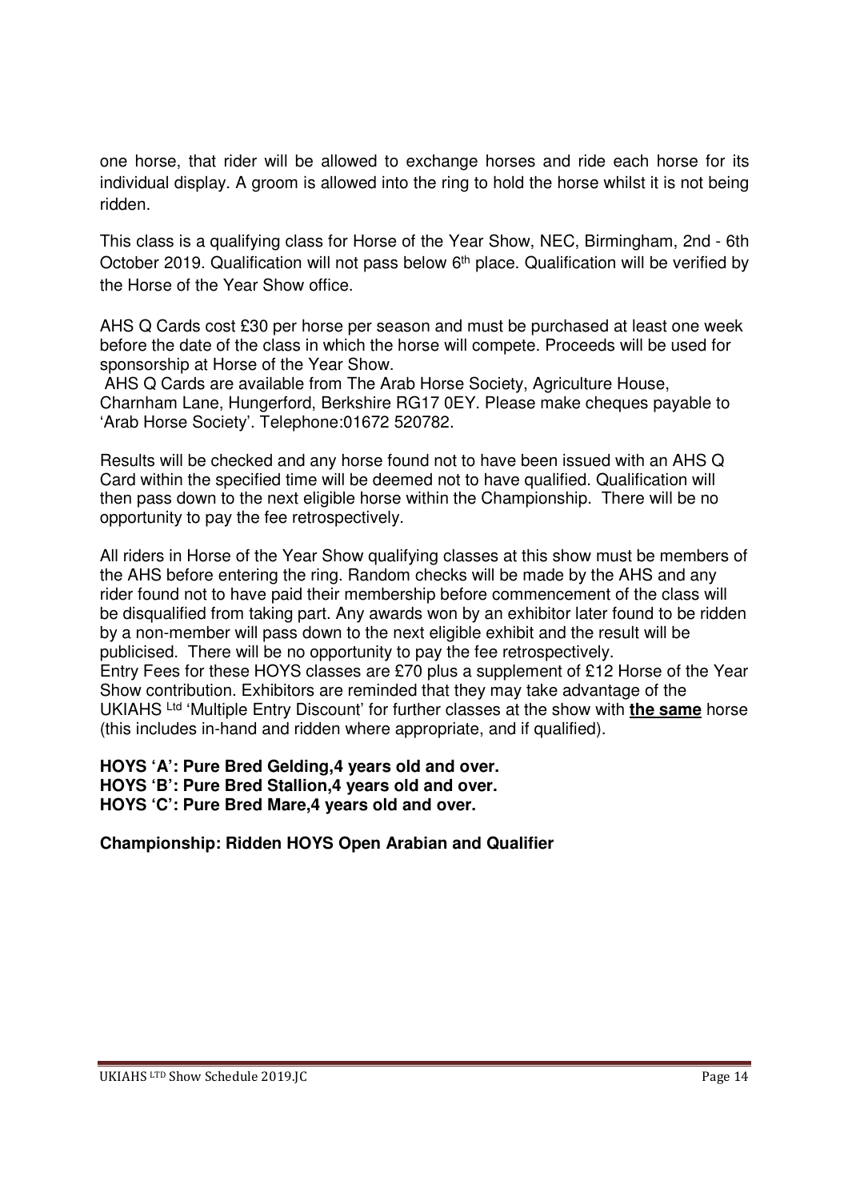one horse, that rider will be allowed to exchange horses and ride each horse for its individual display. A groom is allowed into the ring to hold the horse whilst it is not being ridden.

This class is a qualifying class for Horse of the Year Show, NEC, Birmingham, 2nd - 6th October 2019. Qualification will not pass below 6th place. Qualification will be verified by the Horse of the Year Show office.

AHS Q Cards cost £30 per horse per season and must be purchased at least one week before the date of the class in which the horse will compete. Proceeds will be used for sponsorship at Horse of the Year Show.

AHS Q Cards are available from The Arab Horse Society, Agriculture House, Charnham Lane, Hungerford, Berkshire RG17 0EY. Please make cheques payable to 'Arab Horse Society'. Telephone:01672 520782.

Results will be checked and any horse found not to have been issued with an AHS Q Card within the specified time will be deemed not to have qualified. Qualification will then pass down to the next eligible horse within the Championship. There will be no opportunity to pay the fee retrospectively.

All riders in Horse of the Year Show qualifying classes at this show must be members of the AHS before entering the ring. Random checks will be made by the AHS and any rider found not to have paid their membership before commencement of the class will be disqualified from taking part. Any awards won by an exhibitor later found to be ridden by a non-member will pass down to the next eligible exhibit and the result will be publicised. There will be no opportunity to pay the fee retrospectively.
Entry Fees for these HOYS classes are £70 plus a supplement of £12 Horse of the Year Show contribution. Exhibitors are reminded that they may take advantage of the UKIAHS Ltd 'Multiple Entry Discount' for further classes at the show with **the same** horse (this includes in-hand and ridden where appropriate, and if qualified).

**HOYS 'A': Pure Bred Gelding,4 years old and over.**
**HOYS 'B': Pure Bred Stallion,4 years old and over.**
**HOYS 'C': Pure Bred Mare,4 years old and over.**

**Championship: Ridden HOYS Open Arabian and Qualifier**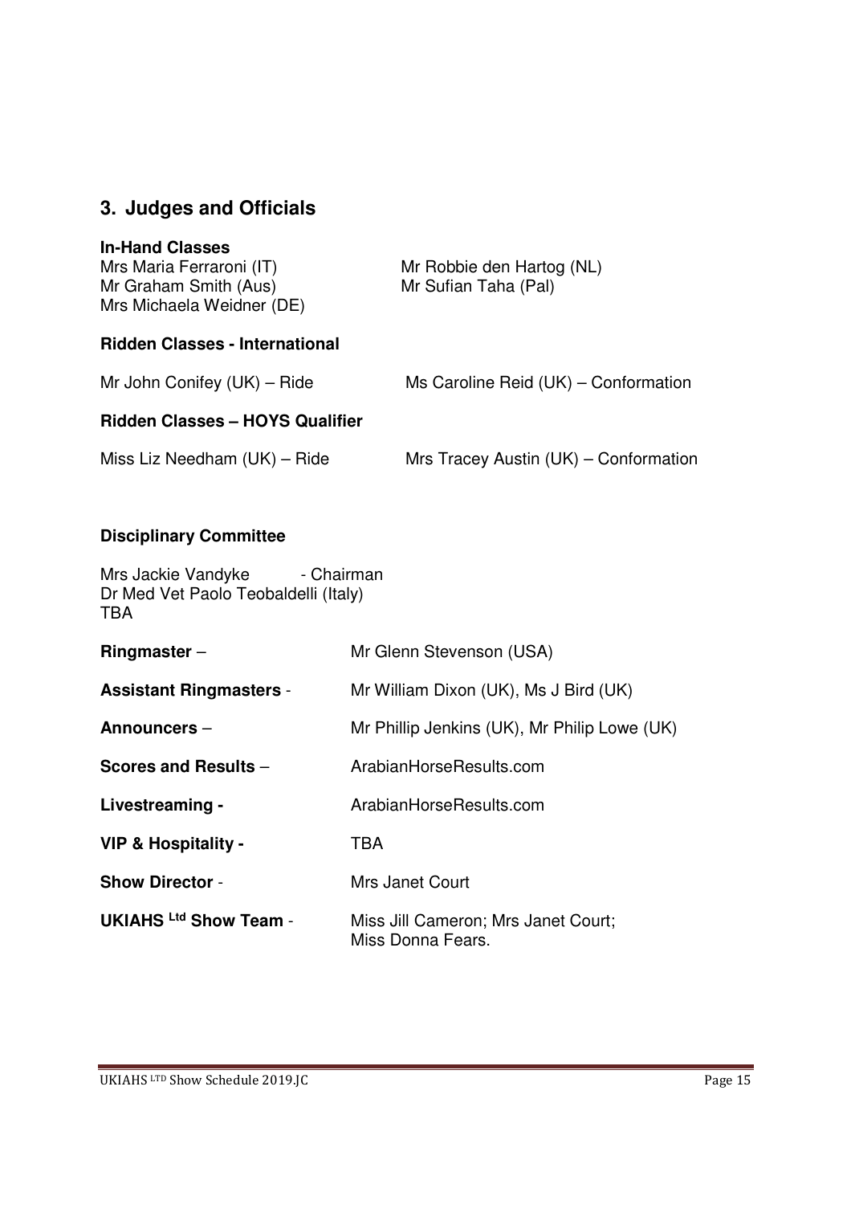## 3. Judges and Officials

**In-Hand Classes**

Mrs Maria Ferraroni (IT)
Mr Graham Smith (Aus)
Mrs Michaela Weidner (DE)
Mr Robbie den Hartog (NL)
Mr Sufian Taha (Pal)

**Ridden Classes - International**

Mr John Conifey (UK) – Ride
Ms Caroline Reid (UK) – Conformation

**Ridden Classes – HOYS Qualifier**

Miss Liz Needham (UK) – Ride
Mrs Tracey Austin (UK) – Conformation

**Disciplinary Committee**

Mrs Jackie Vandyke - Chairman
Dr Med Vet Paolo Teobaldelli (Italy)
TBA

**Ringmaster** – Mr Glenn Stevenson (USA)

**Assistant Ringmasters** - Mr William Dixon (UK), Ms J Bird (UK)

**Announcers** – Mr Phillip Jenkins (UK), Mr Philip Lowe (UK)

**Scores and Results** – ArabianHorseResults.com

**Livestreaming -** ArabianHorseResults.com

**VIP & Hospitality -** TBA

**Show Director** - Mrs Janet Court

**UKIAHS Ltd Show Team** - Miss Jill Cameron; Mrs Janet Court; Miss Donna Fears.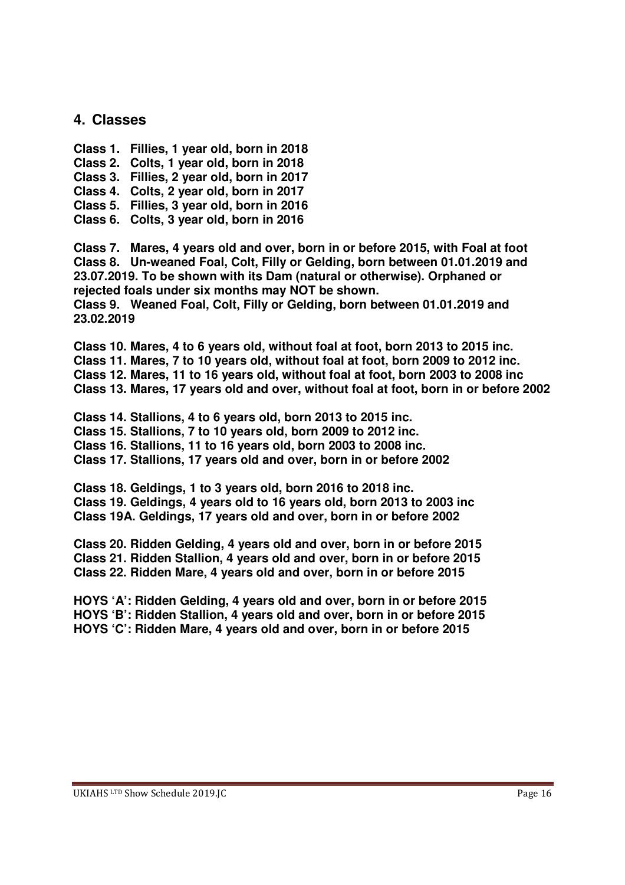## 4. Classes

**Class 1. Fillies, 1 year old, born in 2018**
**Class 2. Colts, 1 year old, born in 2018**
**Class 3. Fillies, 2 year old, born in 2017**
**Class 4. Colts, 2 year old, born in 2017**
**Class 5. Fillies, 3 year old, born in 2016**
**Class 6. Colts, 3 year old, born in 2016**

**Class 7. Mares, 4 years old and over, born in or before 2015, with Foal at foot**
**Class 8. Un-weaned Foal, Colt, Filly or Gelding, born between 01.01.2019 and 23.07.2019. To be shown with its Dam (natural or otherwise). Orphaned or rejected foals under six months may NOT be shown.**
**Class 9. Weaned Foal, Colt, Filly or Gelding, born between 01.01.2019 and 23.02.2019**

**Class 10. Mares, 4 to 6 years old, without foal at foot, born 2013 to 2015 inc.**
**Class 11. Mares, 7 to 10 years old, without foal at foot, born 2009 to 2012 inc.**
**Class 12. Mares, 11 to 16 years old, without foal at foot, born 2003 to 2008 inc**
**Class 13. Mares, 17 years old and over, without foal at foot, born in or before 2002**

**Class 14. Stallions, 4 to 6 years old, born 2013 to 2015 inc.**
**Class 15. Stallions, 7 to 10 years old, born 2009 to 2012 inc.**
**Class 16. Stallions, 11 to 16 years old, born 2003 to 2008 inc.**
**Class 17. Stallions, 17 years old and over, born in or before 2002**

**Class 18. Geldings, 1 to 3 years old, born 2016 to 2018 inc.**
**Class 19. Geldings, 4 years old to 16 years old, born 2013 to 2003 inc**
**Class 19A. Geldings, 17 years old and over, born in or before 2002**

**Class 20. Ridden Gelding, 4 years old and over, born in or before 2015**
**Class 21. Ridden Stallion, 4 years old and over, born in or before 2015**
**Class 22. Ridden Mare, 4 years old and over, born in or before 2015**

**HOYS 'A': Ridden Gelding, 4 years old and over, born in or before 2015**
**HOYS 'B': Ridden Stallion, 4 years old and over, born in or before 2015**
**HOYS 'C': Ridden Mare, 4 years old and over, born in or before 2015**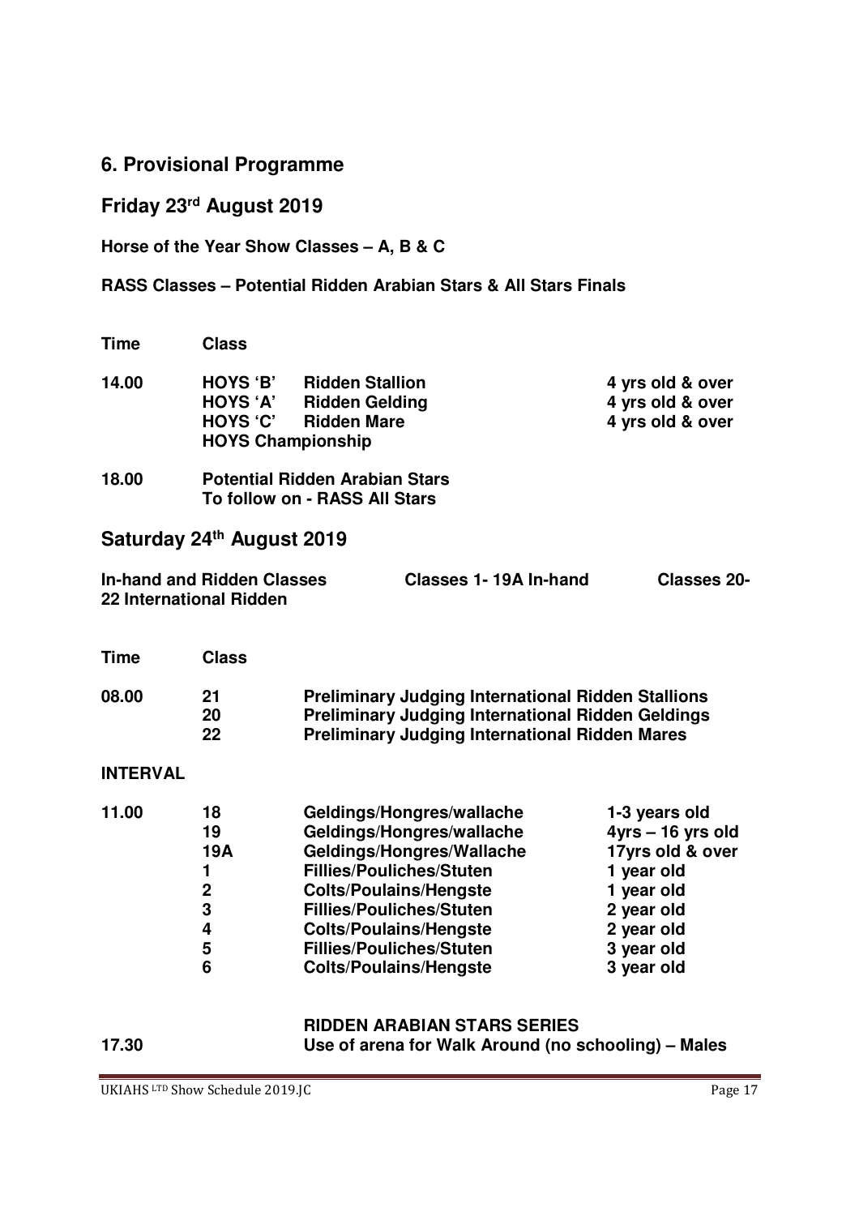## 6. Provisional Programme

### Friday 23rd August 2019

**Horse of the Year Show Classes – A, B & C**

**RASS Classes – Potential Ridden Arabian Stars & All Stars Finals**

| Time | Class | | |
|---|---|---|---|
| 14.00 | HOYS 'B' | Ridden Stallion | 4 yrs old & over |
| | HOYS 'A' | Ridden Gelding | 4 yrs old & over |
| | HOYS 'C' | Ridden Mare | 4 yrs old & over |
| | HOYS Championship | | |
| 18.00 | Potential Ridden Arabian Stars<br>To follow on - RASS All Stars | | |

### Saturday 24th August 2019

**In-hand and Ridden Classes    Classes 1- 19A In-hand    Classes 20-22 International Ridden**

| Time | Class | | |
|---|---|---|---|
| 08.00 | 21 | Preliminary Judging International Ridden Stallions | |
| | 20 | Preliminary Judging International Ridden Geldings | |
| | 22 | Preliminary Judging International Ridden Mares | |
| **INTERVAL** | | | |
| 11.00 | 18 | Geldings/Hongres/wallache | 1-3 years old |
| | 19 | Geldings/Hongres/wallache | 4yrs – 16 yrs old |
| | 19A | Geldings/Hongres/Wallache | 17yrs old & over |
| | 1 | Fillies/Pouliches/Stuten | 1 year old |
| | 2 | Colts/Poulains/Hengste | 1 year old |
| | 3 | Fillies/Pouliches/Stuten | 2 year old |
| | 4 | Colts/Poulains/Hengste | 2 year old |
| | 5 | Fillies/Pouliches/Stuten | 3 year old |
| | 6 | Colts/Poulains/Hengste | 3 year old |

**RIDDEN ARABIAN STARS SERIES**

**17.30    Use of arena for Walk Around (no schooling) – Males**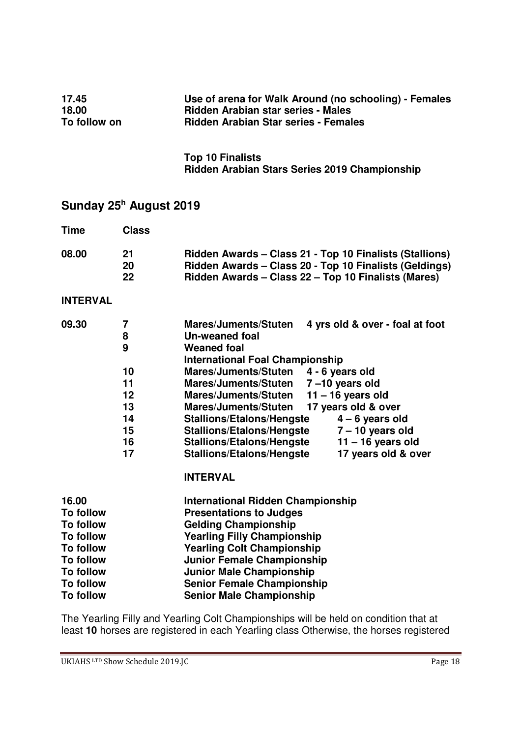| | |
|---|---|
| **17.45** | **Use of arena for Walk Around (no schooling) - Females** |
| **18.00** | **Ridden Arabian star series - Males** |
| **To follow on** | **Ridden Arabian Star series - Females** |

**Top 10 Finalists**
**Ridden Arabian Stars Series 2019 Championship**

## Sunday 25h August 2019

| Time | Class | | |
|---|---|---|---|
| **08.00** | **21** | **Ridden Awards – Class 21 - Top 10 Finalists (Stallions)** | |
| | **20** | **Ridden Awards – Class 20 - Top 10 Finalists (Geldings)** | |
| | **22** | **Ridden Awards – Class 22 – Top 10 Finalists (Mares)** | |
| **INTERVAL** | | | |
| **09.30** | **7** | **Mares/Juments/Stuten** | **4 yrs old & over - foal at foot** |
| | **8** | **Un-weaned foal** | |
| | **9** | **Weaned foal** | |
| | | **International Foal Championship** | |
| | **10** | **Mares/Juments/Stuten** | **4 - 6 years old** |
| | **11** | **Mares/Juments/Stuten** | **7 –10 years old** |
| | **12** | **Mares/Juments/Stuten** | **11 – 16 years old** |
| | **13** | **Mares/Juments/Stuten** | **17 years old & over** |
| | **14** | **Stallions/Etalons/Hengste** | **4 – 6 years old** |
| | **15** | **Stallions/Etalons/Hengste** | **7 – 10 years old** |
| | **16** | **Stallions/Etalons/Hengste** | **11 – 16 years old** |
| | **17** | **Stallions/Etalons/Hengste** | **17 years old & over** |
| | | **INTERVAL** | |
| **16.00** | | **International Ridden Championship** | |
| **To follow** | | **Presentations to Judges** | |
| **To follow** | | **Gelding Championship** | |
| **To follow** | | **Yearling Filly Championship** | |
| **To follow** | | **Yearling Colt Championship** | |
| **To follow** | | **Junior Female Championship** | |
| **To follow** | | **Junior Male Championship** | |
| **To follow** | | **Senior Female Championship** | |
| **To follow** | | **Senior Male Championship** | |

The Yearling Filly and Yearling Colt Championships will be held on condition that at least **10** horses are registered in each Yearling class Otherwise, the horses registered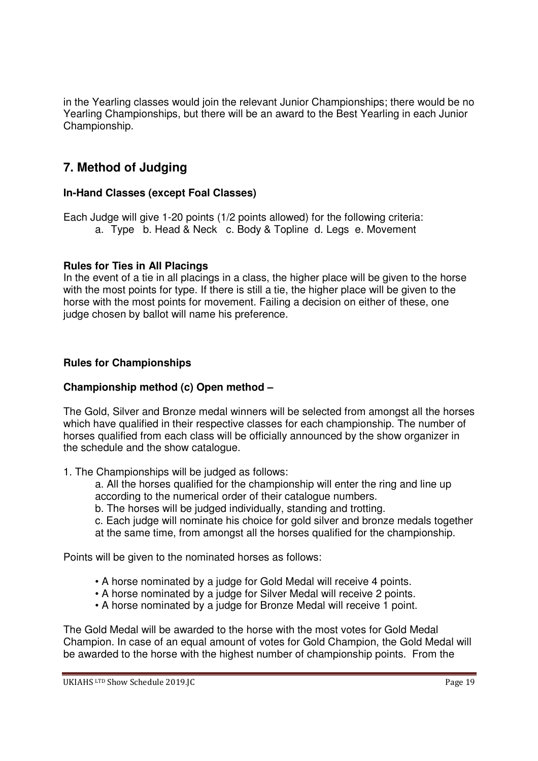in the Yearling classes would join the relevant Junior Championships; there would be no Yearling Championships, but there will be an award to the Best Yearling in each Junior Championship.

## 7. Method of Judging

### In-Hand Classes (except Foal Classes)

Each Judge will give 1-20 points (1/2 points allowed) for the following criteria:

a. Type b. Head & Neck c. Body & Topline d. Legs e. Movement

### Rules for Ties in All Placings

In the event of a tie in all placings in a class, the higher place will be given to the horse with the most points for type. If there is still a tie, the higher place will be given to the horse with the most points for movement. Failing a decision on either of these, one judge chosen by ballot will name his preference.

### Rules for Championships

### Championship method (c) Open method –

The Gold, Silver and Bronze medal winners will be selected from amongst all the horses which have qualified in their respective classes for each championship. The number of horses qualified from each class will be officially announced by the show organizer in the schedule and the show catalogue.

1. The Championships will be judged as follows:
   a. All the horses qualified for the championship will enter the ring and line up according to the numerical order of their catalogue numbers.
   b. The horses will be judged individually, standing and trotting.
   c. Each judge will nominate his choice for gold silver and bronze medals together at the same time, from amongst all the horses qualified for the championship.

Points will be given to the nominated horses as follows:

- A horse nominated by a judge for Gold Medal will receive 4 points.
- A horse nominated by a judge for Silver Medal will receive 2 points.
- A horse nominated by a judge for Bronze Medal will receive 1 point.

The Gold Medal will be awarded to the horse with the most votes for Gold Medal Champion. In case of an equal amount of votes for Gold Champion, the Gold Medal will be awarded to the horse with the highest number of championship points. From the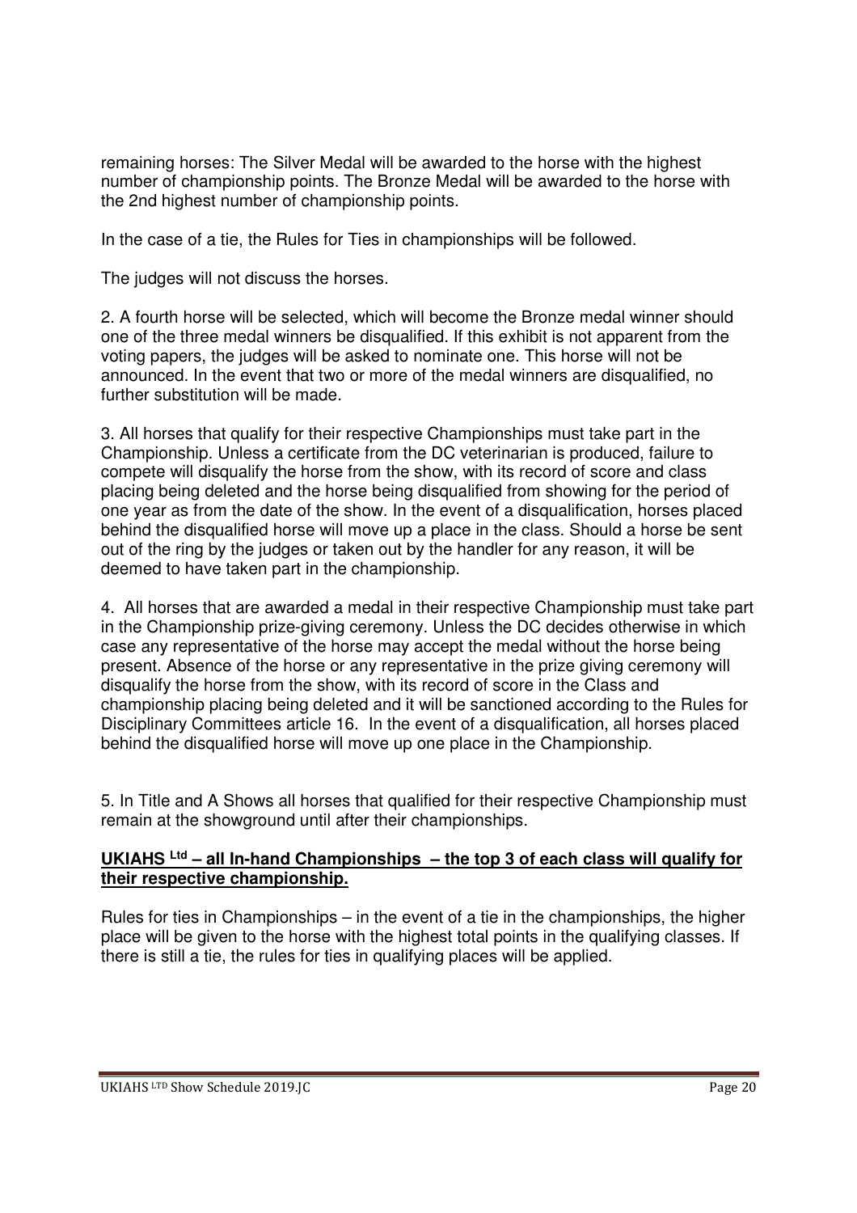remaining horses: The Silver Medal will be awarded to the horse with the highest number of championship points. The Bronze Medal will be awarded to the horse with the 2nd highest number of championship points.

In the case of a tie, the Rules for Ties in championships will be followed.

The judges will not discuss the horses.

2. A fourth horse will be selected, which will become the Bronze medal winner should one of the three medal winners be disqualified. If this exhibit is not apparent from the voting papers, the judges will be asked to nominate one. This horse will not be announced. In the event that two or more of the medal winners are disqualified, no further substitution will be made.

3. All horses that qualify for their respective Championships must take part in the Championship. Unless a certificate from the DC veterinarian is produced, failure to compete will disqualify the horse from the show, with its record of score and class placing being deleted and the horse being disqualified from showing for the period of one year as from the date of the show. In the event of a disqualification, horses placed behind the disqualified horse will move up a place in the class. Should a horse be sent out of the ring by the judges or taken out by the handler for any reason, it will be deemed to have taken part in the championship.

4. All horses that are awarded a medal in their respective Championship must take part in the Championship prize-giving ceremony. Unless the DC decides otherwise in which case any representative of the horse may accept the medal without the horse being present. Absence of the horse or any representative in the prize giving ceremony will disqualify the horse from the show, with its record of score in the Class and championship placing being deleted and it will be sanctioned according to the Rules for Disciplinary Committees article 16. In the event of a disqualification, all horses placed behind the disqualified horse will move up one place in the Championship.

5. In Title and A Shows all horses that qualified for their respective Championship must remain at the showground until after their championships.

**UKIAHS Ltd – all In-hand Championships – the top 3 of each class will qualify for their respective championship.**

Rules for ties in Championships – in the event of a tie in the championships, the higher place will be given to the horse with the highest total points in the qualifying classes. If there is still a tie, the rules for ties in qualifying places will be applied.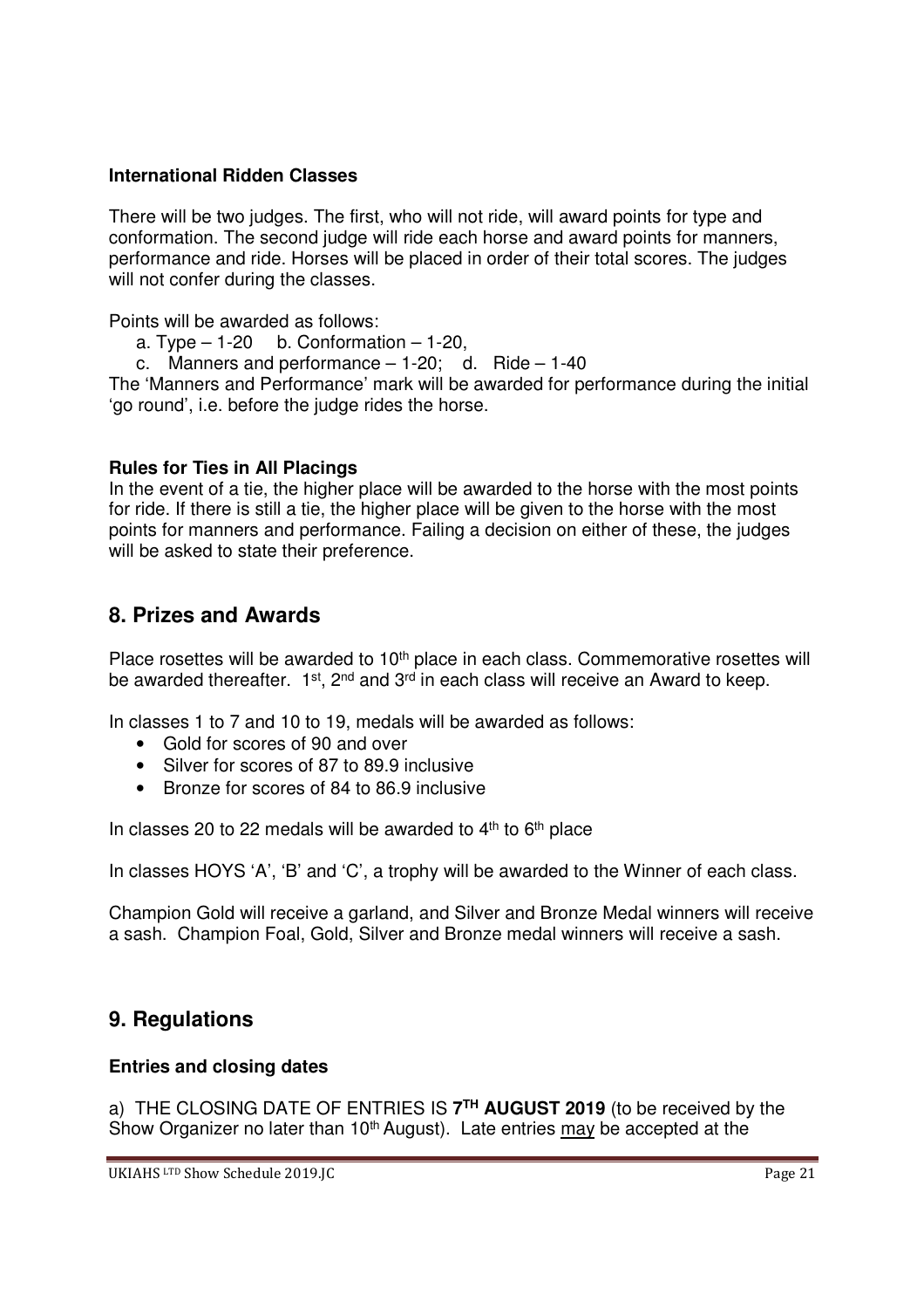### International Ridden Classes

There will be two judges. The first, who will not ride, will award points for type and conformation. The second judge will ride each horse and award points for manners, performance and ride. Horses will be placed in order of their total scores. The judges will not confer during the classes.

Points will be awarded as follows:

a. Type – 1-20  b. Conformation – 1-20,

c. Manners and performance – 1-20;  d. Ride – 1-40

The 'Manners and Performance' mark will be awarded for performance during the initial 'go round', i.e. before the judge rides the horse.

### Rules for Ties in All Placings

In the event of a tie, the higher place will be awarded to the horse with the most points for ride. If there is still a tie, the higher place will be given to the horse with the most points for manners and performance. Failing a decision on either of these, the judges will be asked to state their preference.

## 8. Prizes and Awards

Place rosettes will be awarded to 10th place in each class. Commemorative rosettes will be awarded thereafter. 1st, 2nd and 3rd in each class will receive an Award to keep.

In classes 1 to 7 and 10 to 19, medals will be awarded as follows:

- Gold for scores of 90 and over
- Silver for scores of 87 to 89.9 inclusive
- Bronze for scores of 84 to 86.9 inclusive

In classes 20 to 22 medals will be awarded to 4th to 6th place

In classes HOYS 'A', 'B' and 'C', a trophy will be awarded to the Winner of each class.

Champion Gold will receive a garland, and Silver and Bronze Medal winners will receive a sash. Champion Foal, Gold, Silver and Bronze medal winners will receive a sash.

## 9. Regulations

### Entries and closing dates

a) THE CLOSING DATE OF ENTRIES IS **7TH AUGUST 2019** (to be received by the Show Organizer no later than 10th August). Late entries may be accepted at the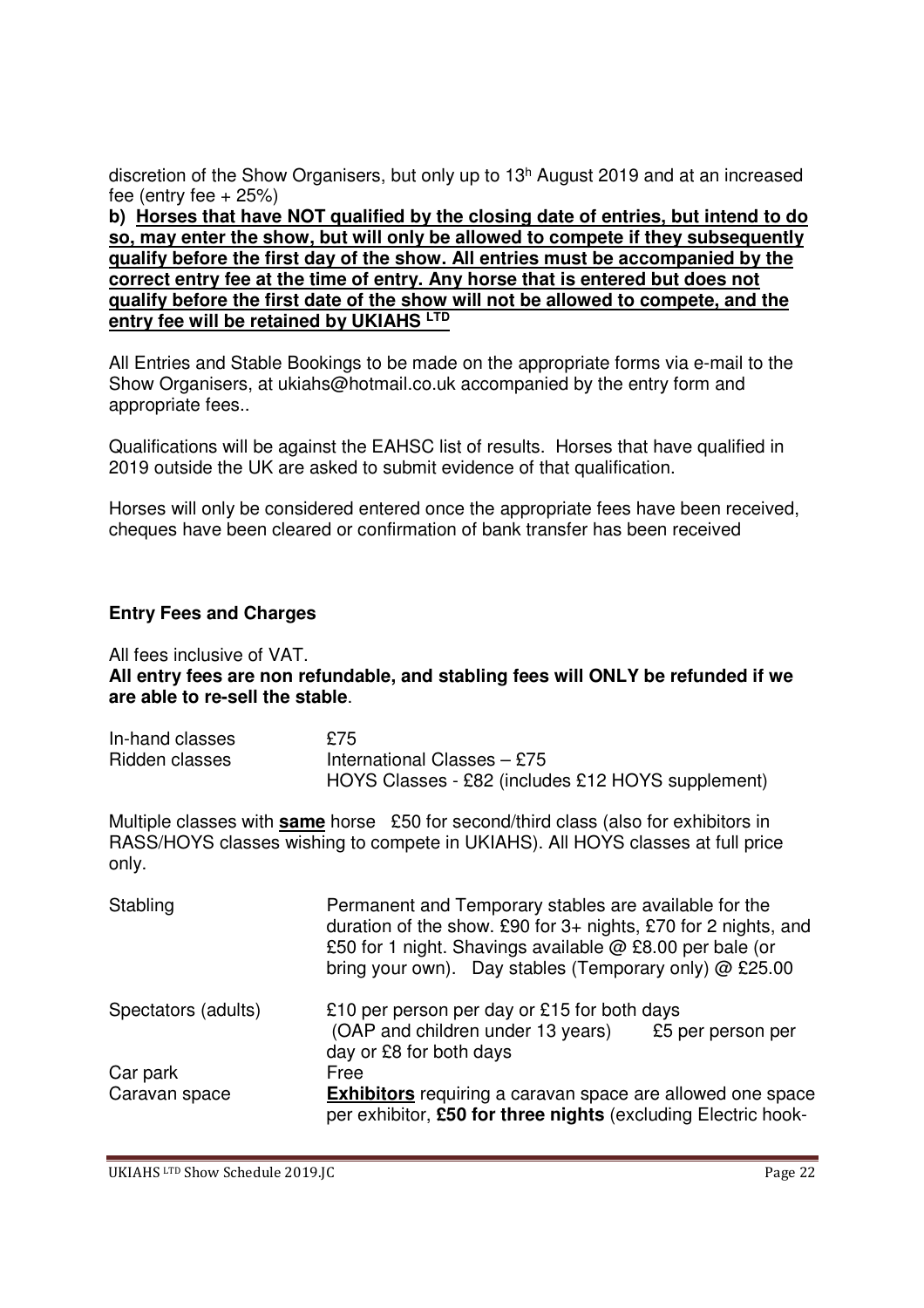discretion of the Show Organisers, but only up to 13h August 2019 and at an increased fee (entry fee + 25%)

**b) <u>Horses that have NOT qualified by the closing date of entries, but intend to do so, may enter the show, but will only be allowed to compete if they subsequently qualify before the first day of the show. All entries must be accompanied by the correct entry fee at the time of entry. Any horse that is entered but does not qualify before the first date of the show will not be allowed to compete, and the entry fee will be retained by UKIAHS LTD</u>**

All Entries and Stable Bookings to be made on the appropriate forms via e-mail to the Show Organisers, at ukiahs@hotmail.co.uk accompanied by the entry form and appropriate fees..

Qualifications will be against the EAHSC list of results. Horses that have qualified in 2019 outside the UK are asked to submit evidence of that qualification.

Horses will only be considered entered once the appropriate fees have been received, cheques have been cleared or confirmation of bank transfer has been received

### Entry Fees and Charges

All fees inclusive of VAT.
**All entry fees are non refundable, and stabling fees will ONLY be refunded if we are able to re-sell the stable**.

| | |
|---|---|
| In-hand classes | £75 |
| Ridden classes | International Classes – £75<br>HOYS Classes - £82 (includes £12 HOYS supplement) |

Multiple classes with **<u>same</u>** horse £50 for second/third class (also for exhibitors in RASS/HOYS classes wishing to compete in UKIAHS). All HOYS classes at full price only.

| | |
|---|---|
| Stabling | Permanent and Temporary stables are available for the duration of the show. £90 for 3+ nights, £70 for 2 nights, and £50 for 1 night. Shavings available @ £8.00 per bale (or bring your own). Day stables (Temporary only) @ £25.00 |
| Spectators (adults) | £10 per person per day or £15 for both days<br>(OAP and children under 13 years) £5 per person per day or £8 for both days |
| Car park | Free |
| Caravan space | **<u>Exhibitors</u>** requiring a caravan space are allowed one space per exhibitor, **£50 for three nights** (excluding Electric hook- |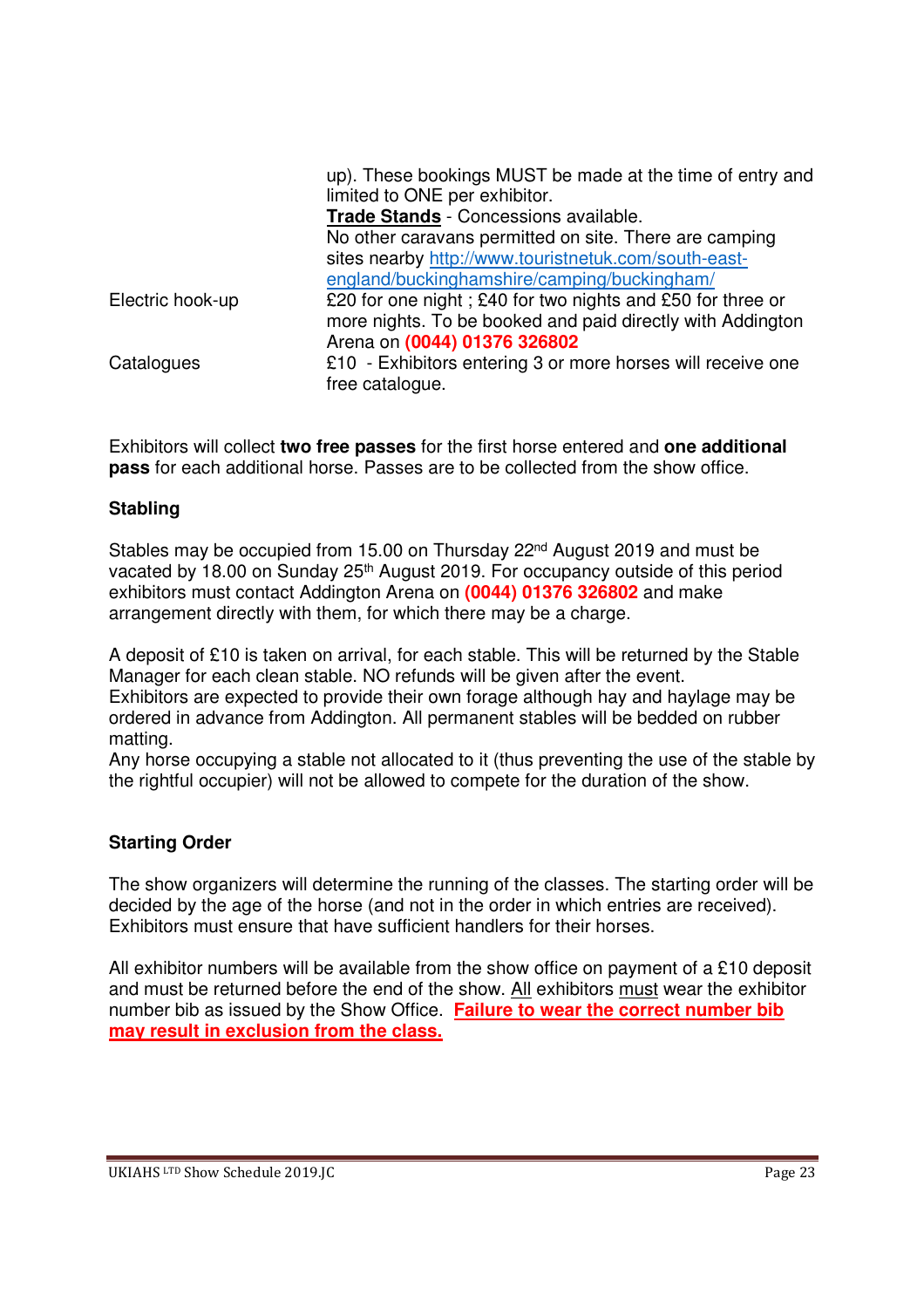| | |
|---|---|
| | up). These bookings MUST be made at the time of entry and limited to ONE per exhibitor.<br>**Trade Stands** - Concessions available.<br>No other caravans permitted on site. There are camping sites nearby http://www.touristnetuk.com/south-east-england/buckinghamshire/camping/buckingham/ |
| Electric hook-up | £20 for one night ; £40 for two nights and £50 for three or more nights. To be booked and paid directly with Addington Arena on **(0044) 01376 326802** |
| Catalogues | £10 - Exhibitors entering 3 or more horses will receive one free catalogue. |

Exhibitors will collect **two free passes** for the first horse entered and **one additional pass** for each additional horse. Passes are to be collected from the show office.

## Stabling

Stables may be occupied from 15.00 on Thursday 22nd August 2019 and must be vacated by 18.00 on Sunday 25th August 2019. For occupancy outside of this period exhibitors must contact Addington Arena on **(0044) 01376 326802** and make arrangement directly with them, for which there may be a charge.

A deposit of £10 is taken on arrival, for each stable. This will be returned by the Stable Manager for each clean stable. NO refunds will be given after the event.
Exhibitors are expected to provide their own forage although hay and haylage may be ordered in advance from Addington. All permanent stables will be bedded on rubber matting.
Any horse occupying a stable not allocated to it (thus preventing the use of the stable by the rightful occupier) will not be allowed to compete for the duration of the show.

## Starting Order

The show organizers will determine the running of the classes. The starting order will be decided by the age of the horse (and not in the order in which entries are received). Exhibitors must ensure that have sufficient handlers for their horses.

All exhibitor numbers will be available from the show office on payment of a £10 deposit and must be returned before the end of the show. All exhibitors must wear the exhibitor number bib as issued by the Show Office. **Failure to wear the correct number bib may result in exclusion from the class.**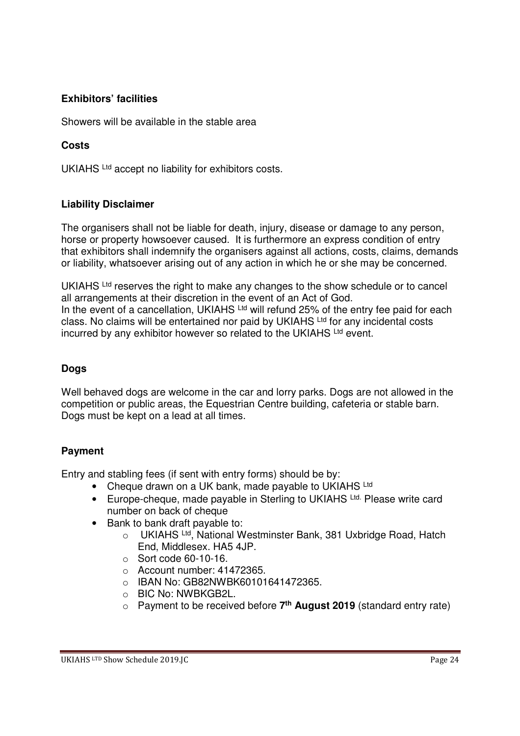**Exhibitors' facilities**

Showers will be available in the stable area

**Costs**

UKIAHS Ltd accept no liability for exhibitors costs.

**Liability Disclaimer**

The organisers shall not be liable for death, injury, disease or damage to any person, horse or property howsoever caused. It is furthermore an express condition of entry that exhibitors shall indemnify the organisers against all actions, costs, claims, demands or liability, whatsoever arising out of any action in which he or she may be concerned.

UKIAHS Ltd reserves the right to make any changes to the show schedule or to cancel all arrangements at their discretion in the event of an Act of God.
In the event of a cancellation, UKIAHS Ltd will refund 25% of the entry fee paid for each class. No claims will be entertained nor paid by UKIAHS Ltd for any incidental costs incurred by any exhibitor however so related to the UKIAHS Ltd event.

**Dogs**

Well behaved dogs are welcome in the car and lorry parks. Dogs are not allowed in the competition or public areas, the Equestrian Centre building, cafeteria or stable barn. Dogs must be kept on a lead at all times.

**Payment**

Entry and stabling fees (if sent with entry forms) should be by:

- Cheque drawn on a UK bank, made payable to UKIAHS Ltd
- Europe-cheque, made payable in Sterling to UKIAHS Ltd. Please write card number on back of cheque
- Bank to bank draft payable to:
  - UKIAHS Ltd, National Westminster Bank, 381 Uxbridge Road, Hatch End, Middlesex. HA5 4JP.
  - Sort code 60-10-16.
  - Account number: 41472365.
  - IBAN No: GB82NWBK60101641472365.
  - BIC No: NWBKGB2L.
  - Payment to be received before **7th August 2019** (standard entry rate)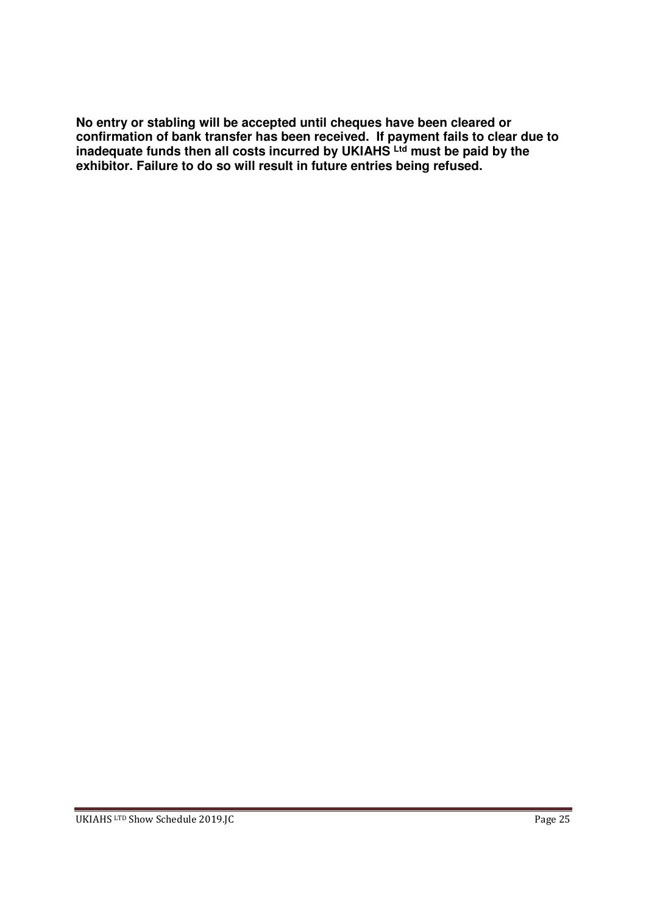**No entry or stabling will be accepted until cheques have been cleared or confirmation of bank transfer has been received. If payment fails to clear due to inadequate funds then all costs incurred by UKIAHS Ltd must be paid by the exhibitor. Failure to do so will result in future entries being refused.**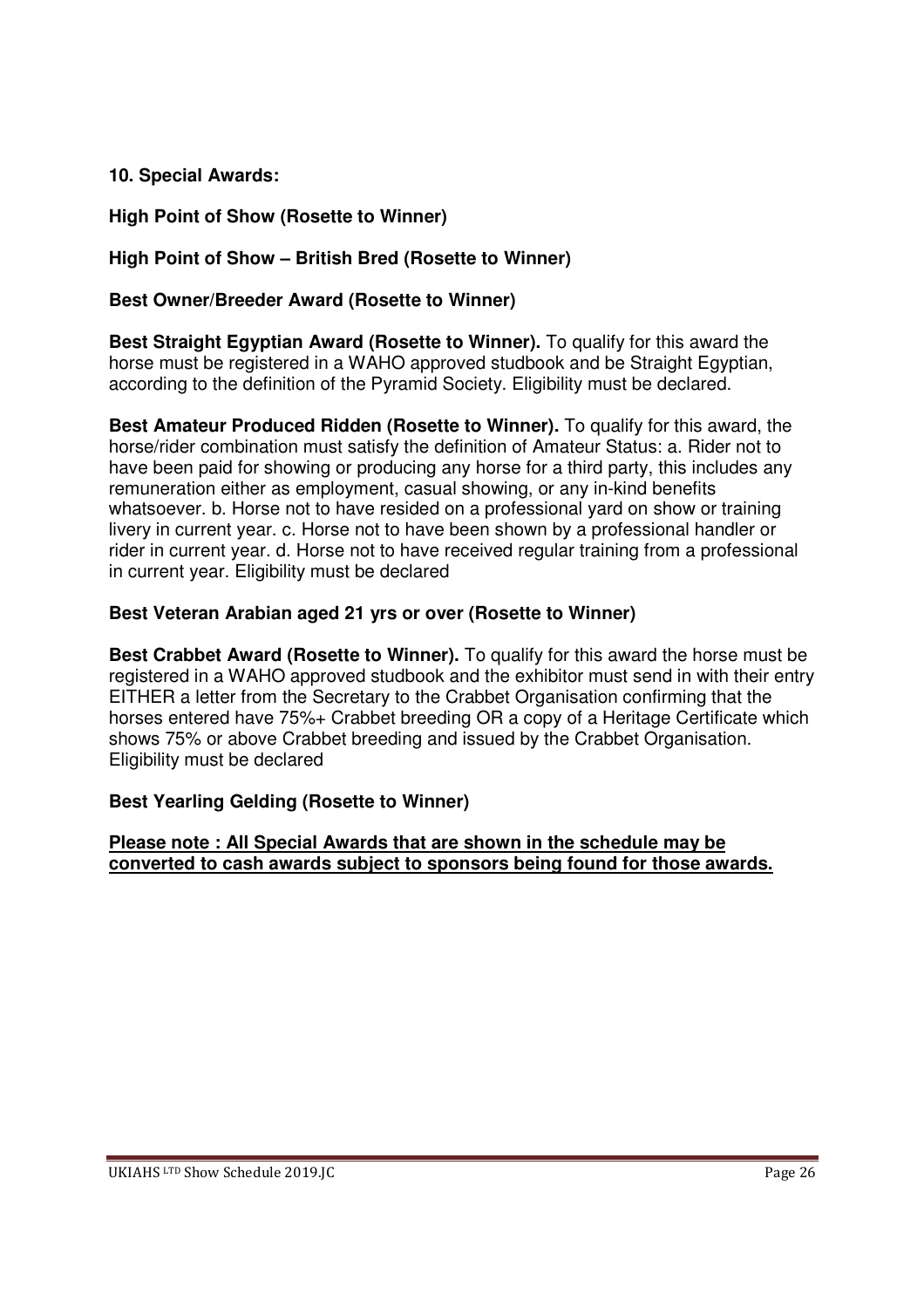**10. Special Awards:**

**High Point of Show (Rosette to Winner)**

**High Point of Show – British Bred (Rosette to Winner)**

**Best Owner/Breeder Award (Rosette to Winner)**

**Best Straight Egyptian Award (Rosette to Winner).** To qualify for this award the horse must be registered in a WAHO approved studbook and be Straight Egyptian, according to the definition of the Pyramid Society. Eligibility must be declared.

**Best Amateur Produced Ridden (Rosette to Winner).** To qualify for this award, the horse/rider combination must satisfy the definition of Amateur Status: a. Rider not to have been paid for showing or producing any horse for a third party, this includes any remuneration either as employment, casual showing, or any in-kind benefits whatsoever. b. Horse not to have resided on a professional yard on show or training livery in current year. c. Horse not to have been shown by a professional handler or rider in current year. d. Horse not to have received regular training from a professional in current year. Eligibility must be declared

**Best Veteran Arabian aged 21 yrs or over (Rosette to Winner)**

**Best Crabbet Award (Rosette to Winner).** To qualify for this award the horse must be registered in a WAHO approved studbook and the exhibitor must send in with their entry EITHER a letter from the Secretary to the Crabbet Organisation confirming that the horses entered have 75%+ Crabbet breeding OR a copy of a Heritage Certificate which shows 75% or above Crabbet breeding and issued by the Crabbet Organisation. Eligibility must be declared

**Best Yearling Gelding (Rosette to Winner)**

**Please note : All Special Awards that are shown in the schedule may be converted to cash awards subject to sponsors being found for those awards.**